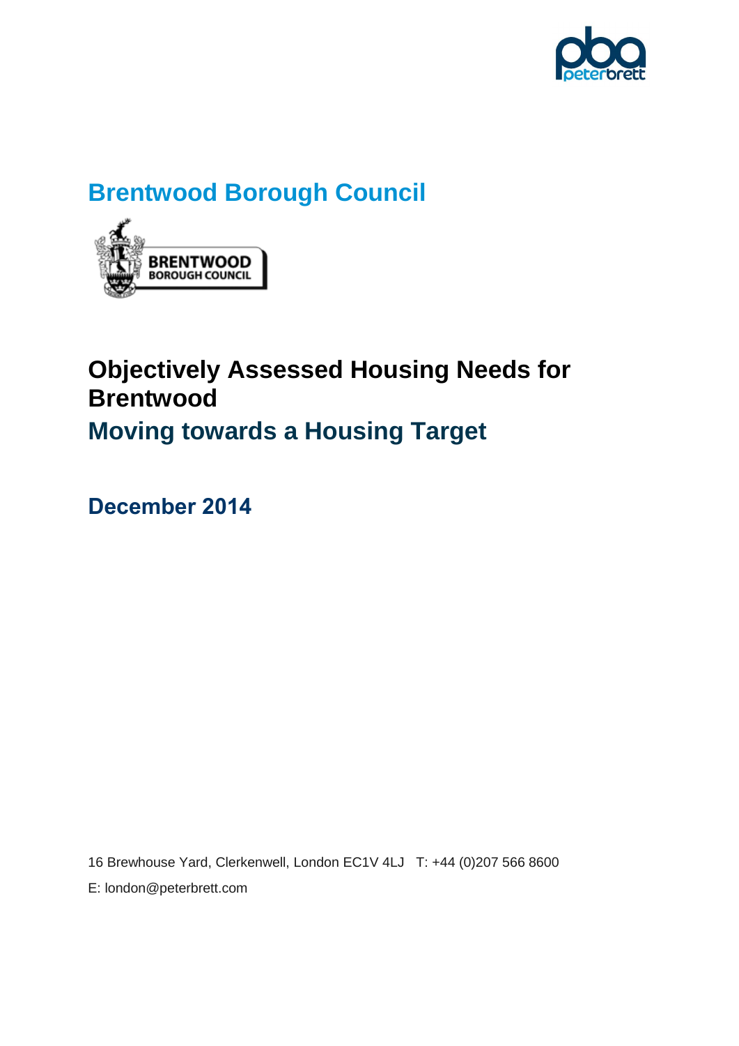## Brentwood Borough Council

# Objectively Assessed Housing Needs for Brentwood

## Moving towards a Housing Target

**December 2014**

16 Brewhouse Yard, Clerkenwell, London EC1V 4LJ T: +44 (0)207 566 8600

E: london@peterbrett.com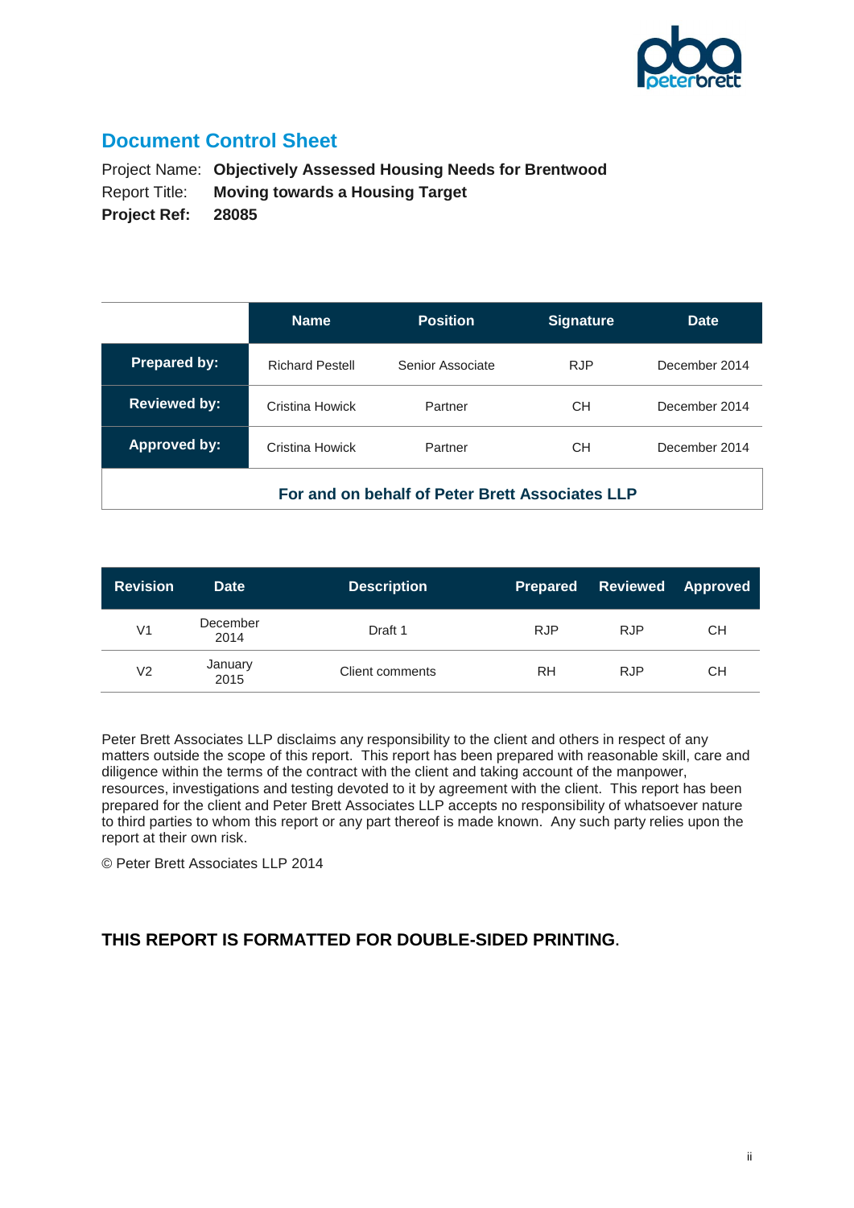## Document Control Sheet

Project Name: **Objectively Assessed Housing Needs for Brentwood**
Report Title: **Moving towards a Housing Target**
**Project Ref: 28085**

| | Name | Position | Signature | Date |
|---|---|---|---|---|
| **Prepared by:** | Richard Pestell | Senior Associate | RJP | December 2014 |
| **Reviewed by:** | Cristina Howick | Partner | CH | December 2014 |
| **Approved by:** | Cristina Howick | Partner | CH | December 2014 |

**For and on behalf of Peter Brett Associates LLP**

| Revision | Date | Description | Prepared | Reviewed | Approved |
|---|---|---|---|---|---|
| V1 | December 2014 | Draft 1 | RJP | RJP | CH |
| V2 | January 2015 | Client comments | RH | RJP | CH |

Peter Brett Associates LLP disclaims any responsibility to the client and others in respect of any matters outside the scope of this report. This report has been prepared with reasonable skill, care and diligence within the terms of the contract with the client and taking account of the manpower, resources, investigations and testing devoted to it by agreement with the client. This report has been prepared for the client and Peter Brett Associates LLP accepts no responsibility of whatsoever nature to third parties to whom this report or any part thereof is made known. Any such party relies upon the report at their own risk.

© Peter Brett Associates LLP 2014

**THIS REPORT IS FORMATTED FOR DOUBLE-SIDED PRINTING.**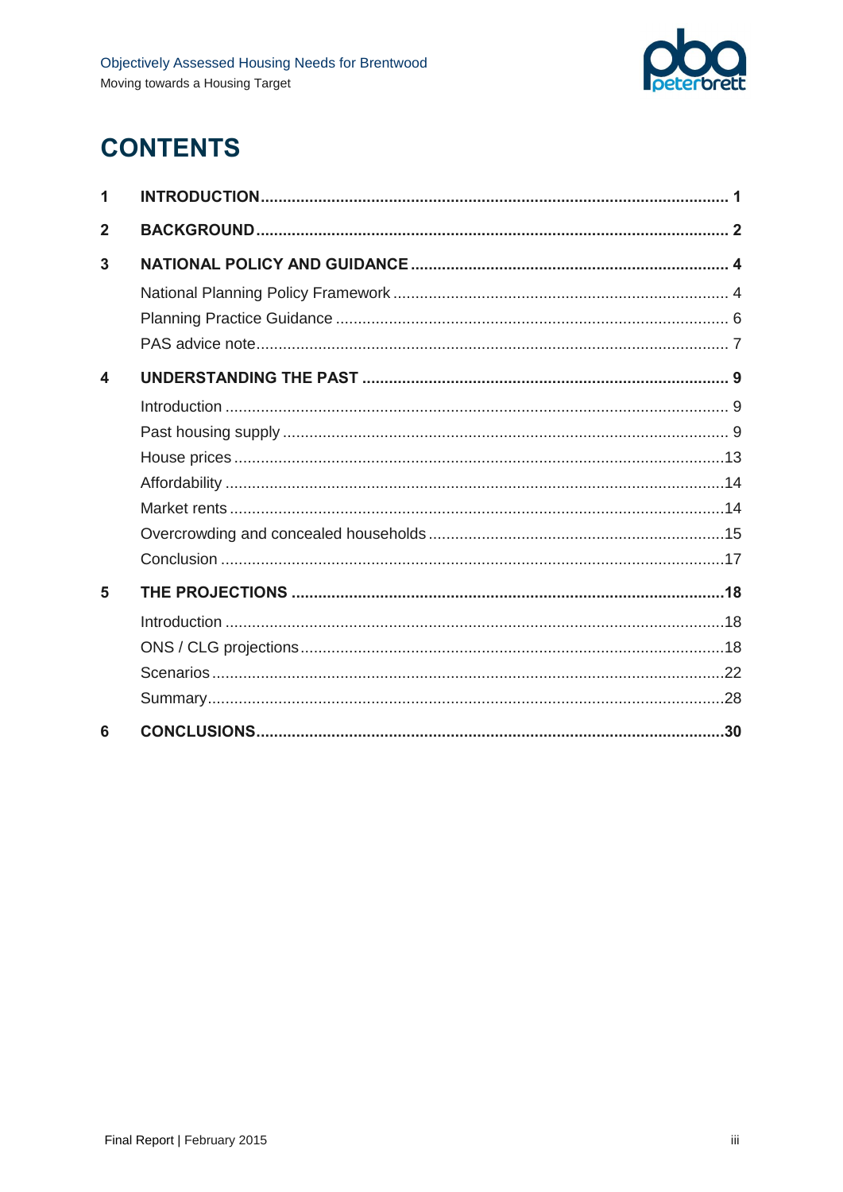# CONTENTS

| | | |
|---|---|---|
| **1** | **INTRODUCTION** | **1** |
| **2** | **BACKGROUND** | **2** |
| **3** | **NATIONAL POLICY AND GUIDANCE** | **4** |
| | National Planning Policy Framework | 4 |
| | Planning Practice Guidance | 6 |
| | PAS advice note | 7 |
| **4** | **UNDERSTANDING THE PAST** | **9** |
| | Introduction | 9 |
| | Past housing supply | 9 |
| | House prices | 13 |
| | Affordability | 14 |
| | Market rents | 14 |
| | Overcrowding and concealed households | 15 |
| | Conclusion | 17 |
| **5** | **THE PROJECTIONS** | **18** |
| | Introduction | 18 |
| | ONS / CLG projections | 18 |
| | Scenarios | 22 |
| | Summary | 28 |
| **6** | **CONCLUSIONS** | **30** |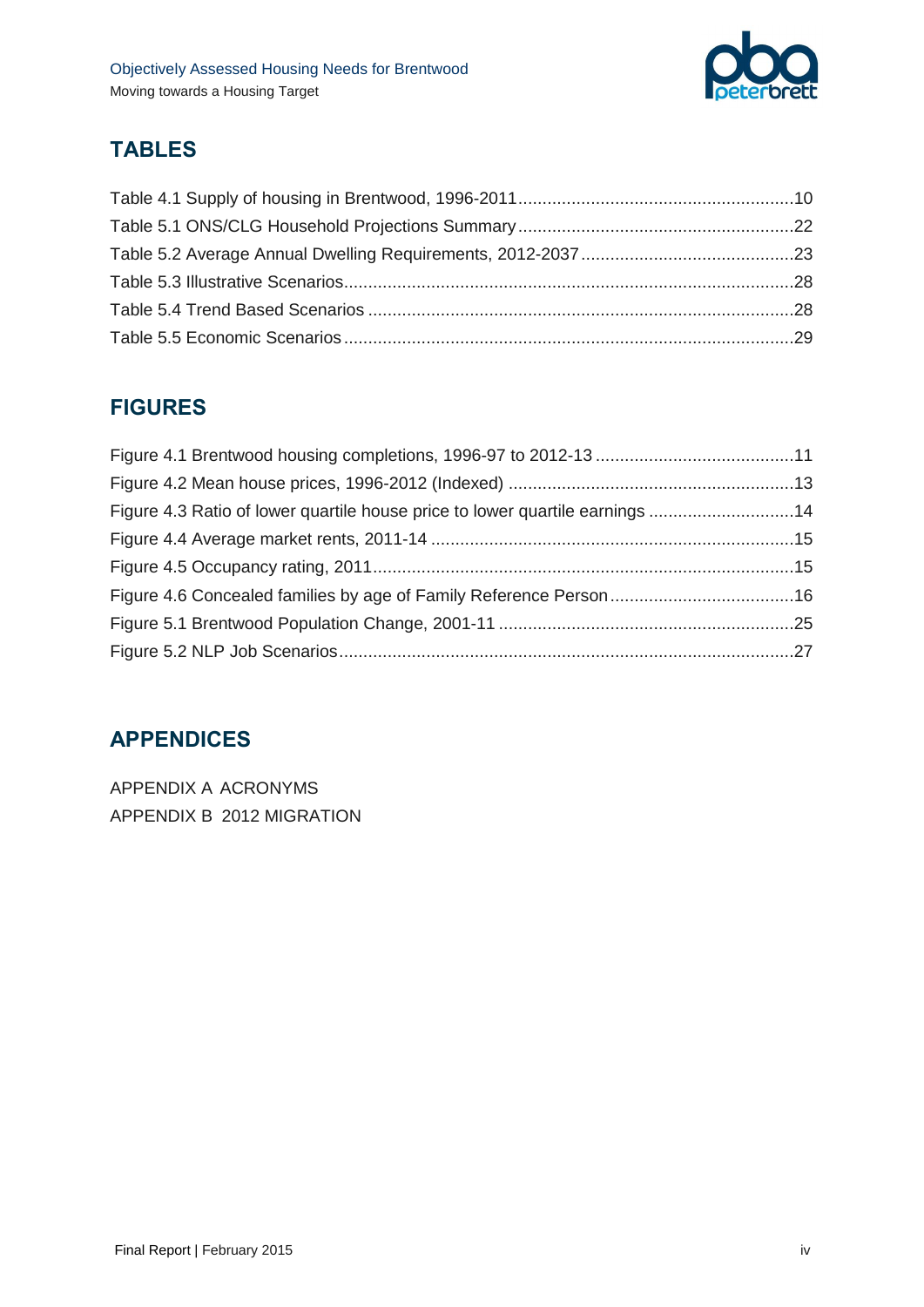## TABLES

Table 4.1 Supply of housing in Brentwood, 1996-2011 .......... 10
Table 5.1 ONS/CLG Household Projections Summary .......... 22
Table 5.2 Average Annual Dwelling Requirements, 2012-2037 .......... 23
Table 5.3 Illustrative Scenarios .......... 28
Table 5.4 Trend Based Scenarios .......... 28
Table 5.5 Economic Scenarios .......... 29

## FIGURES

Figure 4.1 Brentwood housing completions, 1996-97 to 2012-13 .......... 11
Figure 4.2 Mean house prices, 1996-2012 (Indexed) .......... 13
Figure 4.3 Ratio of lower quartile house price to lower quartile earnings .......... 14
Figure 4.4 Average market rents, 2011-14 .......... 15
Figure 4.5 Occupancy rating, 2011 .......... 15
Figure 4.6 Concealed families by age of Family Reference Person .......... 16
Figure 5.1 Brentwood Population Change, 2001-11 .......... 25
Figure 5.2 NLP Job Scenarios .......... 27

## APPENDICES

APPENDIX A ACRONYMS
APPENDIX B 2012 MIGRATION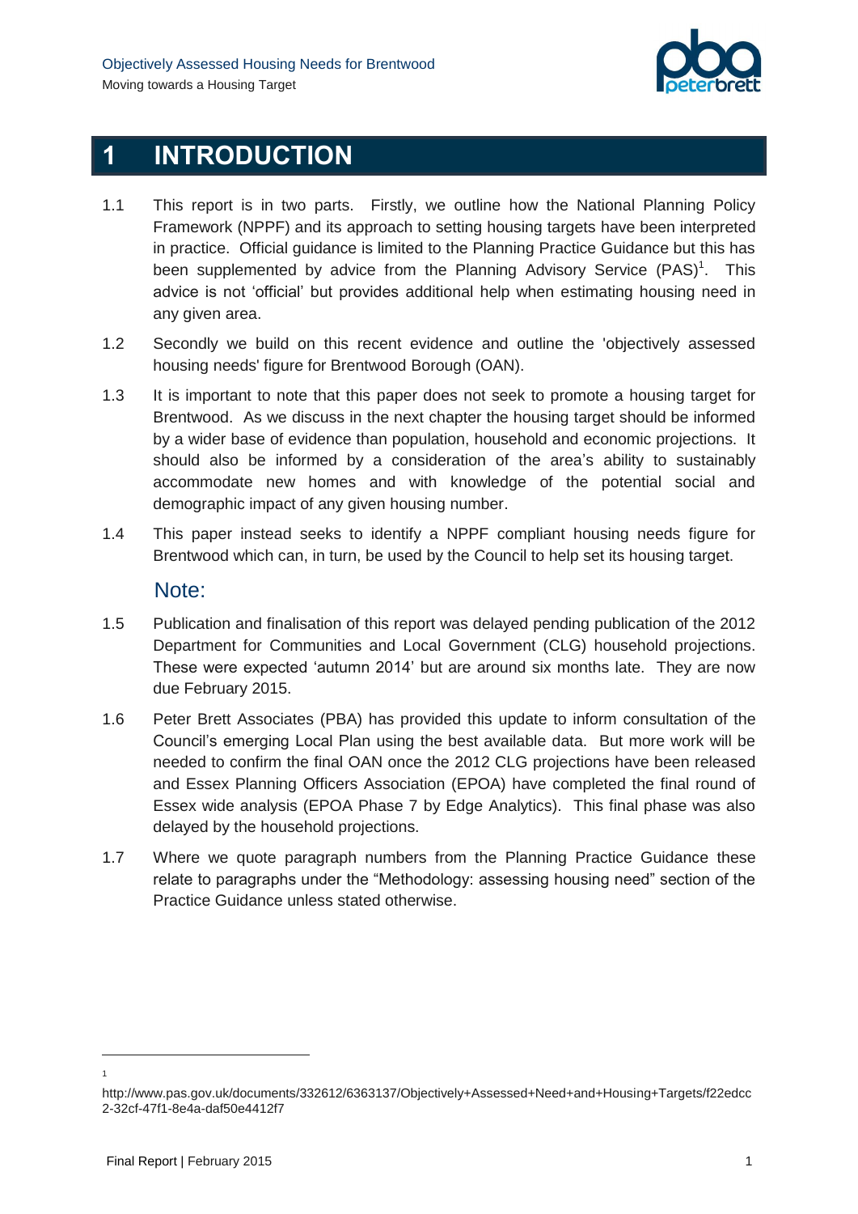# 1 INTRODUCTION

1.1 This report is in two parts. Firstly, we outline how the National Planning Policy Framework (NPPF) and its approach to setting housing targets have been interpreted in practice. Official guidance is limited to the Planning Practice Guidance but this has been supplemented by advice from the Planning Advisory Service (PAS)[1]. This advice is not 'official' but provides additional help when estimating housing need in any given area.

1.2 Secondly we build on this recent evidence and outline the 'objectively assessed housing needs' figure for Brentwood Borough (OAN).

1.3 It is important to note that this paper does not seek to promote a housing target for Brentwood. As we discuss in the next chapter the housing target should be informed by a wider base of evidence than population, household and economic projections. It should also be informed by a consideration of the area's ability to sustainably accommodate new homes and with knowledge of the potential social and demographic impact of any given housing number.

1.4 This paper instead seeks to identify a NPPF compliant housing needs figure for Brentwood which can, in turn, be used by the Council to help set its housing target.

## Note:

1.5 Publication and finalisation of this report was delayed pending publication of the 2012 Department for Communities and Local Government (CLG) household projections. These were expected 'autumn 2014' but are around six months late. They are now due February 2015.

1.6 Peter Brett Associates (PBA) has provided this update to inform consultation of the Council's emerging Local Plan using the best available data. But more work will be needed to confirm the final OAN once the 2012 CLG projections have been released and Essex Planning Officers Association (EPOA) have completed the final round of Essex wide analysis (EPOA Phase 7 by Edge Analytics). This final phase was also delayed by the household projections.

1.7 Where we quote paragraph numbers from the Planning Practice Guidance these relate to paragraphs under the "Methodology: assessing housing need" section of the Practice Guidance unless stated otherwise.

[1] http://www.pas.gov.uk/documents/332612/6363137/Objectively+Assessed+Need+and+Housing+Targets/f22edcc2-32cf-47f1-8e4a-daf50e4412f7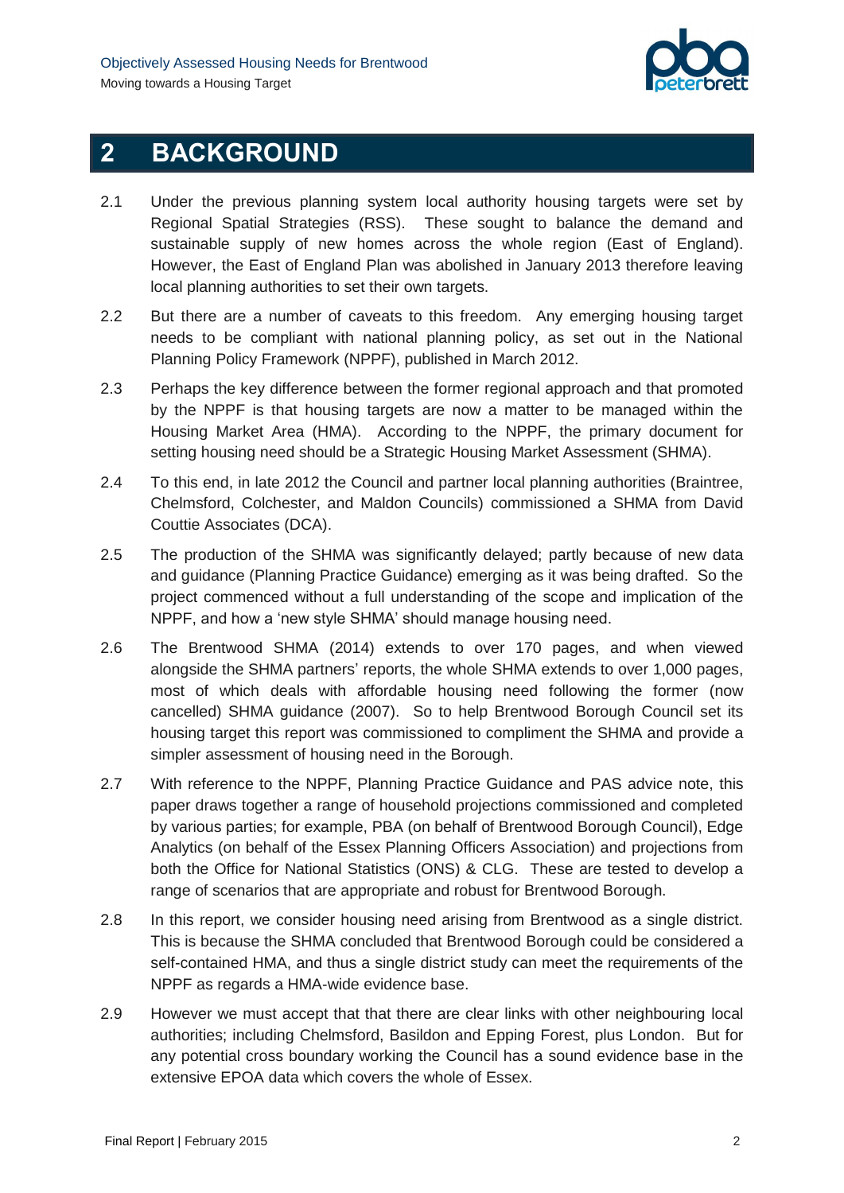# 2 BACKGROUND

2.1 Under the previous planning system local authority housing targets were set by Regional Spatial Strategies (RSS). These sought to balance the demand and sustainable supply of new homes across the whole region (East of England). However, the East of England Plan was abolished in January 2013 therefore leaving local planning authorities to set their own targets.

2.2 But there are a number of caveats to this freedom. Any emerging housing target needs to be compliant with national planning policy, as set out in the National Planning Policy Framework (NPPF), published in March 2012.

2.3 Perhaps the key difference between the former regional approach and that promoted by the NPPF is that housing targets are now a matter to be managed within the Housing Market Area (HMA). According to the NPPF, the primary document for setting housing need should be a Strategic Housing Market Assessment (SHMA).

2.4 To this end, in late 2012 the Council and partner local planning authorities (Braintree, Chelmsford, Colchester, and Maldon Councils) commissioned a SHMA from David Couttie Associates (DCA).

2.5 The production of the SHMA was significantly delayed; partly because of new data and guidance (Planning Practice Guidance) emerging as it was being drafted. So the project commenced without a full understanding of the scope and implication of the NPPF, and how a 'new style SHMA' should manage housing need.

2.6 The Brentwood SHMA (2014) extends to over 170 pages, and when viewed alongside the SHMA partners' reports, the whole SHMA extends to over 1,000 pages, most of which deals with affordable housing need following the former (now cancelled) SHMA guidance (2007). So to help Brentwood Borough Council set its housing target this report was commissioned to compliment the SHMA and provide a simpler assessment of housing need in the Borough.

2.7 With reference to the NPPF, Planning Practice Guidance and PAS advice note, this paper draws together a range of household projections commissioned and completed by various parties; for example, PBA (on behalf of Brentwood Borough Council), Edge Analytics (on behalf of the Essex Planning Officers Association) and projections from both the Office for National Statistics (ONS) & CLG. These are tested to develop a range of scenarios that are appropriate and robust for Brentwood Borough.

2.8 In this report, we consider housing need arising from Brentwood as a single district. This is because the SHMA concluded that Brentwood Borough could be considered a self-contained HMA, and thus a single district study can meet the requirements of the NPPF as regards a HMA-wide evidence base.

2.9 However we must accept that that there are clear links with other neighbouring local authorities; including Chelmsford, Basildon and Epping Forest, plus London. But for any potential cross boundary working the Council has a sound evidence base in the extensive EPOA data which covers the whole of Essex.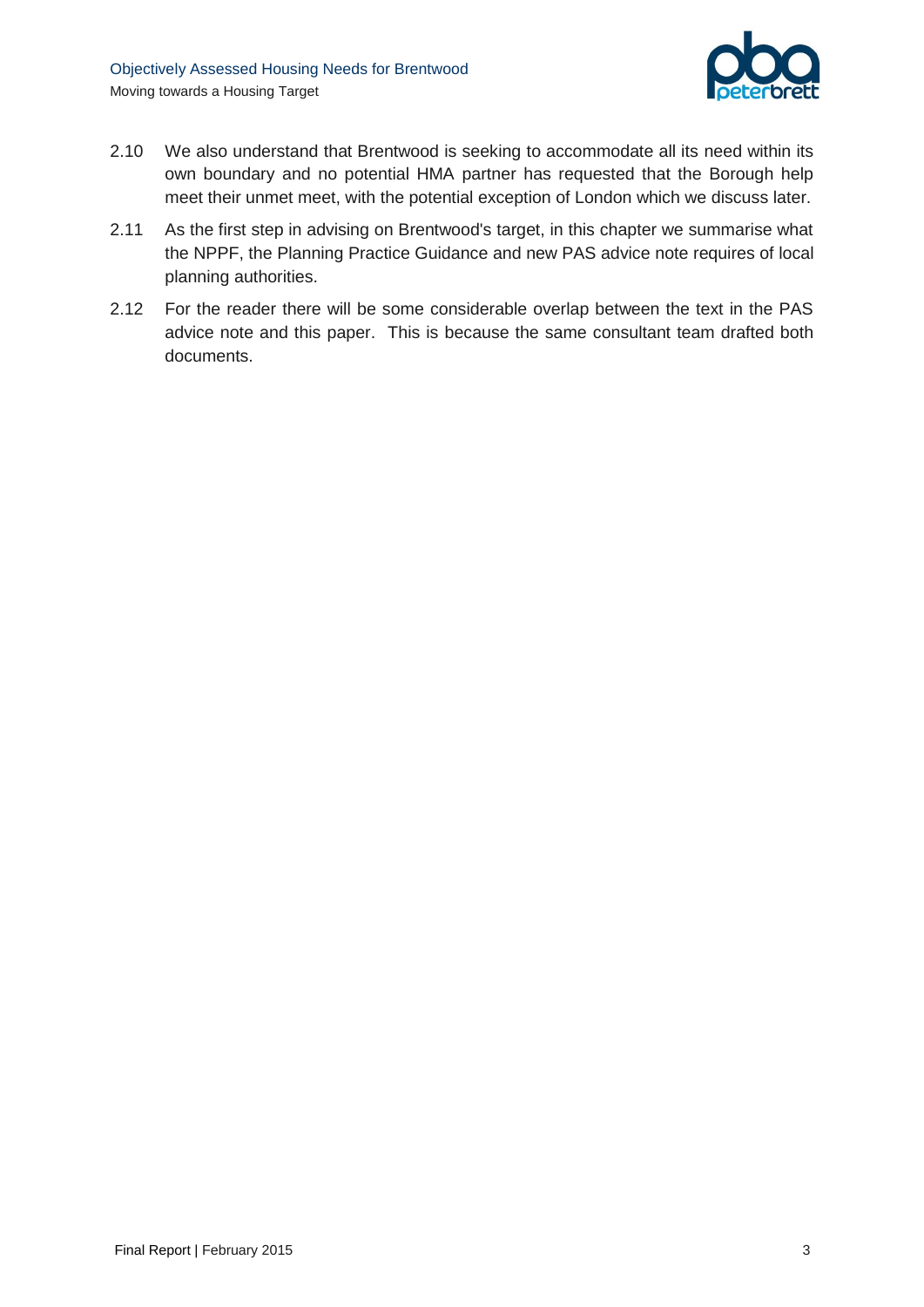2.10 We also understand that Brentwood is seeking to accommodate all its need within its own boundary and no potential HMA partner has requested that the Borough help meet their unmet meet, with the potential exception of London which we discuss later.

2.11 As the first step in advising on Brentwood's target, in this chapter we summarise what the NPPF, the Planning Practice Guidance and new PAS advice note requires of local planning authorities.

2.12 For the reader there will be some considerable overlap between the text in the PAS advice note and this paper. This is because the same consultant team drafted both documents.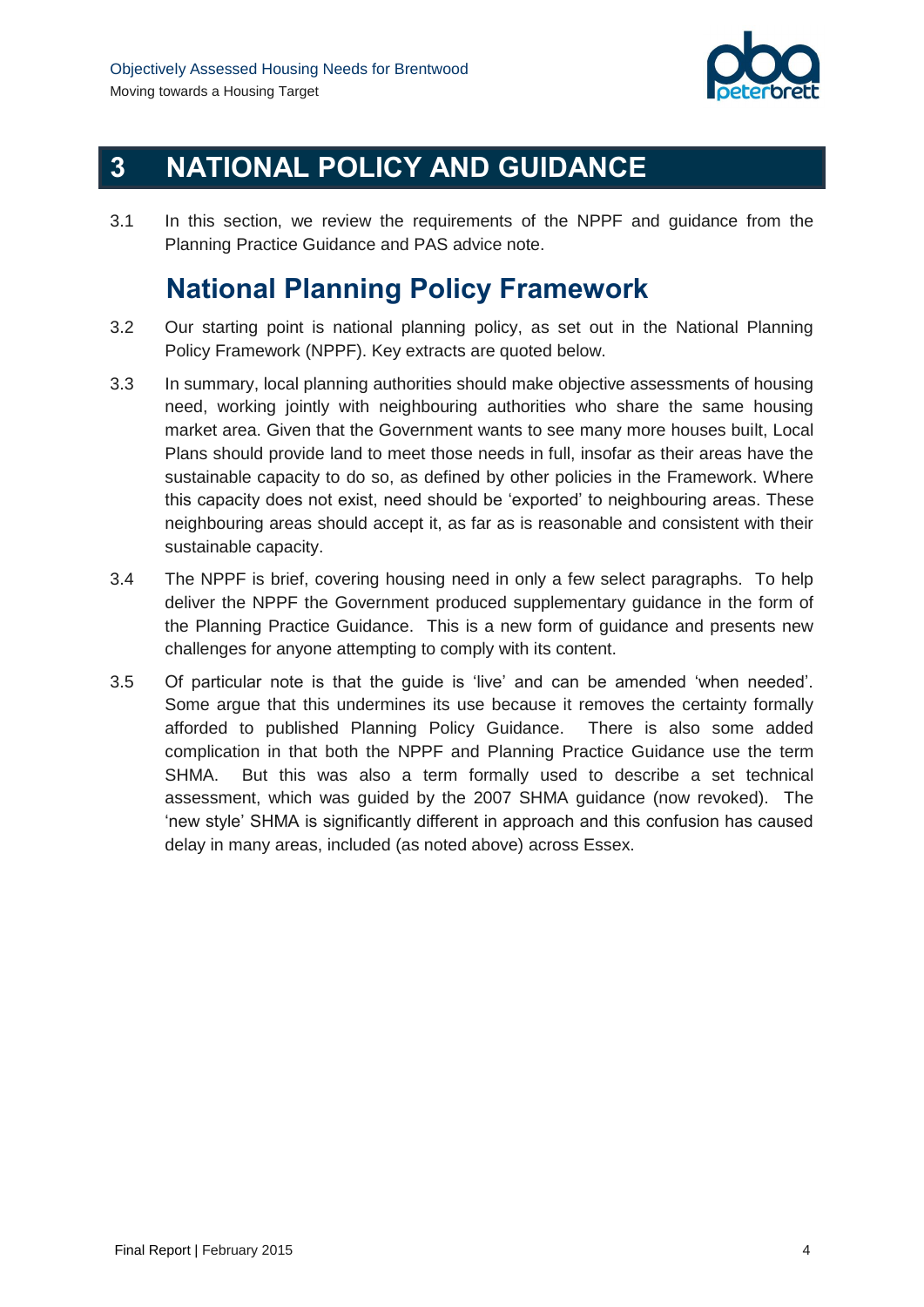# 3 NATIONAL POLICY AND GUIDANCE

3.1 In this section, we review the requirements of the NPPF and guidance from the Planning Practice Guidance and PAS advice note.

## National Planning Policy Framework

3.2 Our starting point is national planning policy, as set out in the National Planning Policy Framework (NPPF). Key extracts are quoted below.

3.3 In summary, local planning authorities should make objective assessments of housing need, working jointly with neighbouring authorities who share the same housing market area. Given that the Government wants to see many more houses built, Local Plans should provide land to meet those needs in full, insofar as their areas have the sustainable capacity to do so, as defined by other policies in the Framework. Where this capacity does not exist, need should be 'exported' to neighbouring areas. These neighbouring areas should accept it, as far as is reasonable and consistent with their sustainable capacity.

3.4 The NPPF is brief, covering housing need in only a few select paragraphs. To help deliver the NPPF the Government produced supplementary guidance in the form of the Planning Practice Guidance. This is a new form of guidance and presents new challenges for anyone attempting to comply with its content.

3.5 Of particular note is that the guide is 'live' and can be amended 'when needed'. Some argue that this undermines its use because it removes the certainty formally afforded to published Planning Policy Guidance. There is also some added complication in that both the NPPF and Planning Practice Guidance use the term SHMA. But this was also a term formally used to describe a set technical assessment, which was guided by the 2007 SHMA guidance (now revoked). The 'new style' SHMA is significantly different in approach and this confusion has caused delay in many areas, included (as noted above) across Essex.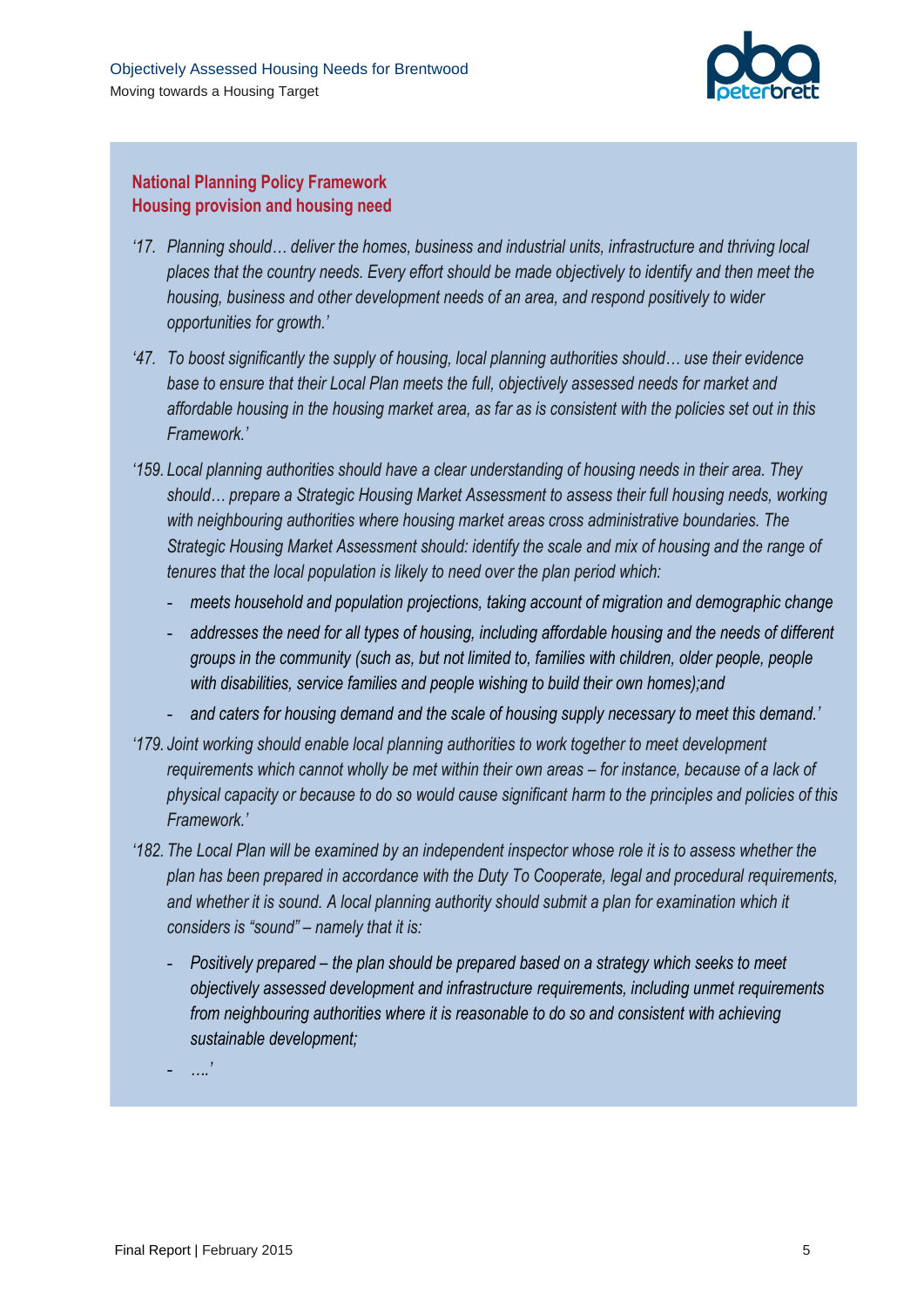**National Planning Policy Framework**
**Housing provision and housing need**

*'17. Planning should… deliver the homes, business and industrial units, infrastructure and thriving local places that the country needs. Every effort should be made objectively to identify and then meet the housing, business and other development needs of an area, and respond positively to wider opportunities for growth.'*

*'47. To boost significantly the supply of housing, local planning authorities should… use their evidence base to ensure that their Local Plan meets the full, objectively assessed needs for market and affordable housing in the housing market area, as far as is consistent with the policies set out in this Framework.'*

*'159. Local planning authorities should have a clear understanding of housing needs in their area. They should… prepare a Strategic Housing Market Assessment to assess their full housing needs, working with neighbouring authorities where housing market areas cross administrative boundaries. The Strategic Housing Market Assessment should: identify the scale and mix of housing and the range of tenures that the local population is likely to need over the plan period which:*

- *meets household and population projections, taking account of migration and demographic change*
- *addresses the need for all types of housing, including affordable housing and the needs of different groups in the community (such as, but not limited to, families with children, older people, people with disabilities, service families and people wishing to build their own homes);and*
- *and caters for housing demand and the scale of housing supply necessary to meet this demand.'*

*'179. Joint working should enable local planning authorities to work together to meet development requirements which cannot wholly be met within their own areas – for instance, because of a lack of physical capacity or because to do so would cause significant harm to the principles and policies of this Framework.'*

*'182. The Local Plan will be examined by an independent inspector whose role it is to assess whether the plan has been prepared in accordance with the Duty To Cooperate, legal and procedural requirements, and whether it is sound. A local planning authority should submit a plan for examination which it considers is "sound" – namely that it is:*

- *Positively prepared – the plan should be prepared based on a strategy which seeks to meet objectively assessed development and infrastructure requirements, including unmet requirements from neighbouring authorities where it is reasonable to do so and consistent with achieving sustainable development;*
- *….'*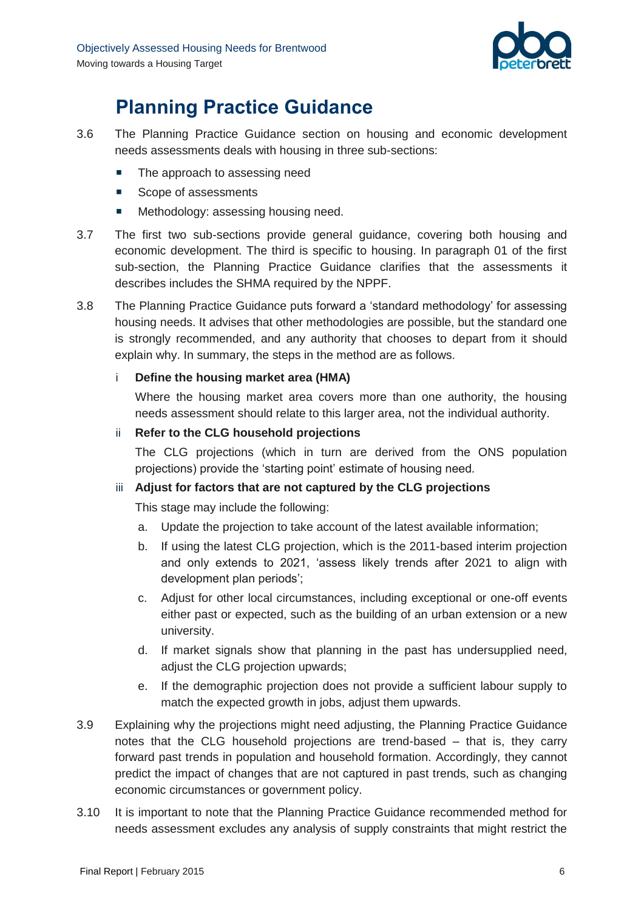## Planning Practice Guidance

3.6 The Planning Practice Guidance section on housing and economic development needs assessments deals with housing in three sub-sections:

- The approach to assessing need
- Scope of assessments
- Methodology: assessing housing need.

3.7 The first two sub-sections provide general guidance, covering both housing and economic development. The third is specific to housing. In paragraph 01 of the first sub-section, the Planning Practice Guidance clarifies that the assessments it describes includes the SHMA required by the NPPF.

3.8 The Planning Practice Guidance puts forward a 'standard methodology' for assessing housing needs. It advises that other methodologies are possible, but the standard one is strongly recommended, and any authority that chooses to depart from it should explain why. In summary, the steps in the method are as follows.

i **Define the housing market area (HMA)**

Where the housing market area covers more than one authority, the housing needs assessment should relate to this larger area, not the individual authority.

ii **Refer to the CLG household projections**

The CLG projections (which in turn are derived from the ONS population projections) provide the 'starting point' estimate of housing need.

iii **Adjust for factors that are not captured by the CLG projections**

This stage may include the following:

a. Update the projection to take account of the latest available information;

b. If using the latest CLG projection, which is the 2011-based interim projection and only extends to 2021, 'assess likely trends after 2021 to align with development plan periods';

c. Adjust for other local circumstances, including exceptional or one-off events either past or expected, such as the building of an urban extension or a new university.

d. If market signals show that planning in the past has undersupplied need, adjust the CLG projection upwards;

e. If the demographic projection does not provide a sufficient labour supply to match the expected growth in jobs, adjust them upwards.

3.9 Explaining why the projections might need adjusting, the Planning Practice Guidance notes that the CLG household projections are trend-based – that is, they carry forward past trends in population and household formation. Accordingly, they cannot predict the impact of changes that are not captured in past trends, such as changing economic circumstances or government policy.

3.10 It is important to note that the Planning Practice Guidance recommended method for needs assessment excludes any analysis of supply constraints that might restrict the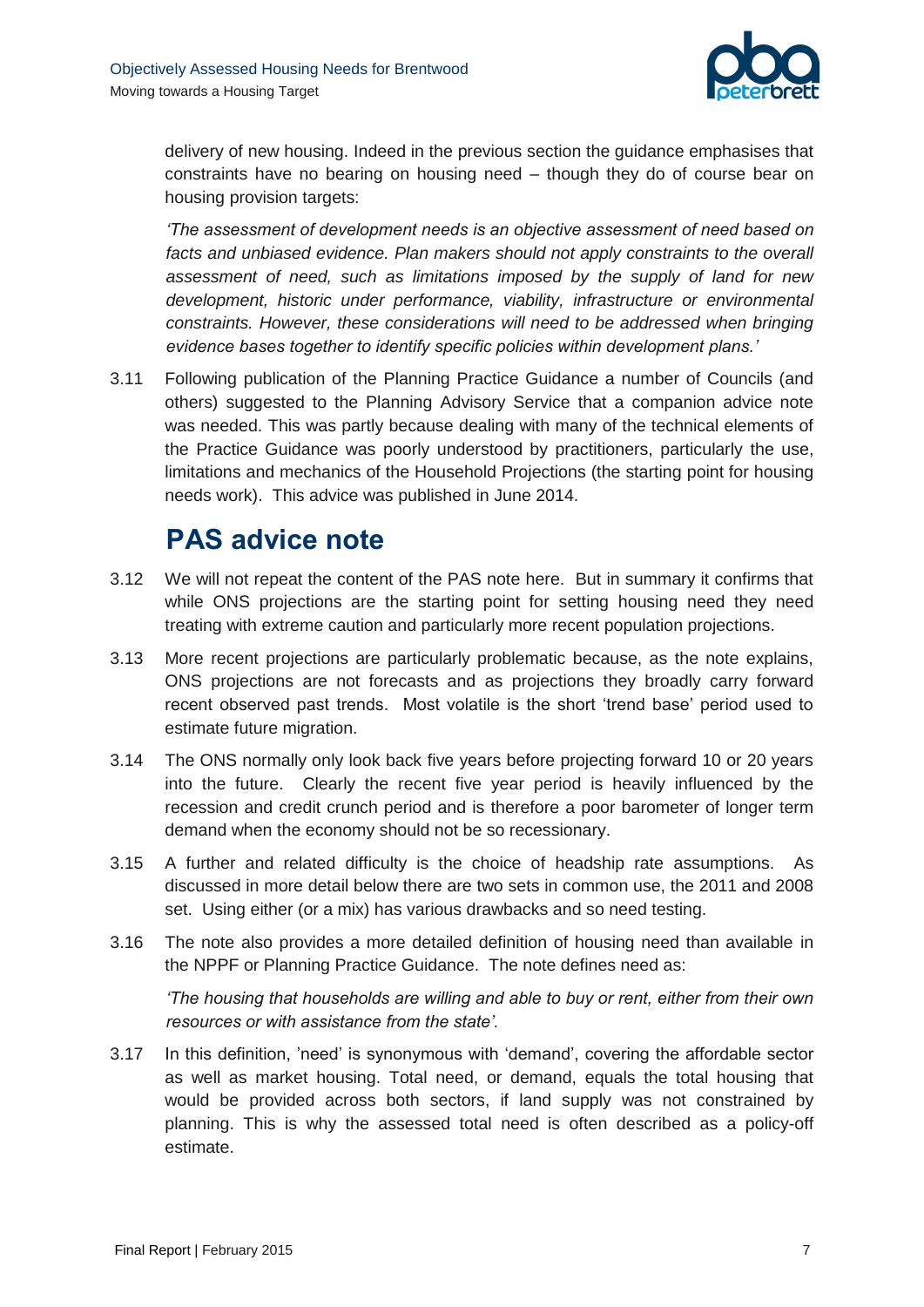delivery of new housing. Indeed in the previous section the guidance emphasises that constraints have no bearing on housing need – though they do of course bear on housing provision targets:

*'The assessment of development needs is an objective assessment of need based on facts and unbiased evidence. Plan makers should not apply constraints to the overall assessment of need, such as limitations imposed by the supply of land for new development, historic under performance, viability, infrastructure or environmental constraints. However, these considerations will need to be addressed when bringing evidence bases together to identify specific policies within development plans.'*

3.11 Following publication of the Planning Practice Guidance a number of Councils (and others) suggested to the Planning Advisory Service that a companion advice note was needed. This was partly because dealing with many of the technical elements of the Practice Guidance was poorly understood by practitioners, particularly the use, limitations and mechanics of the Household Projections (the starting point for housing needs work). This advice was published in June 2014.

## PAS advice note

3.12 We will not repeat the content of the PAS note here. But in summary it confirms that while ONS projections are the starting point for setting housing need they need treating with extreme caution and particularly more recent population projections.

3.13 More recent projections are particularly problematic because, as the note explains, ONS projections are not forecasts and as projections they broadly carry forward recent observed past trends. Most volatile is the short 'trend base' period used to estimate future migration.

3.14 The ONS normally only look back five years before projecting forward 10 or 20 years into the future. Clearly the recent five year period is heavily influenced by the recession and credit crunch period and is therefore a poor barometer of longer term demand when the economy should not be so recessionary.

3.15 A further and related difficulty is the choice of headship rate assumptions. As discussed in more detail below there are two sets in common use, the 2011 and 2008 set. Using either (or a mix) has various drawbacks and so need testing.

3.16 The note also provides a more detailed definition of housing need than available in the NPPF or Planning Practice Guidance. The note defines need as:

*'The housing that households are willing and able to buy or rent, either from their own resources or with assistance from the state'.*

3.17 In this definition, 'need' is synonymous with 'demand', covering the affordable sector as well as market housing. Total need, or demand, equals the total housing that would be provided across both sectors, if land supply was not constrained by planning. This is why the assessed total need is often described as a policy-off estimate.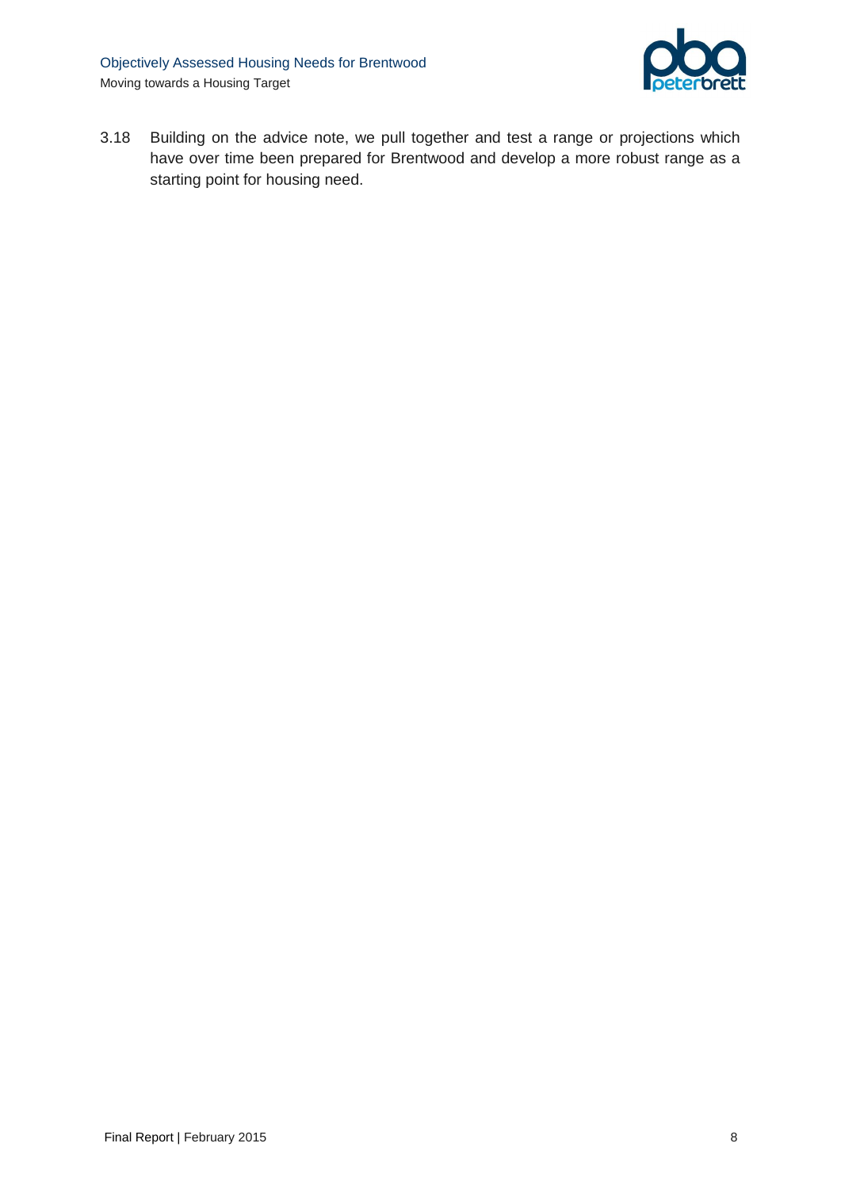3.18 Building on the advice note, we pull together and test a range or projections which have over time been prepared for Brentwood and develop a more robust range as a starting point for housing need.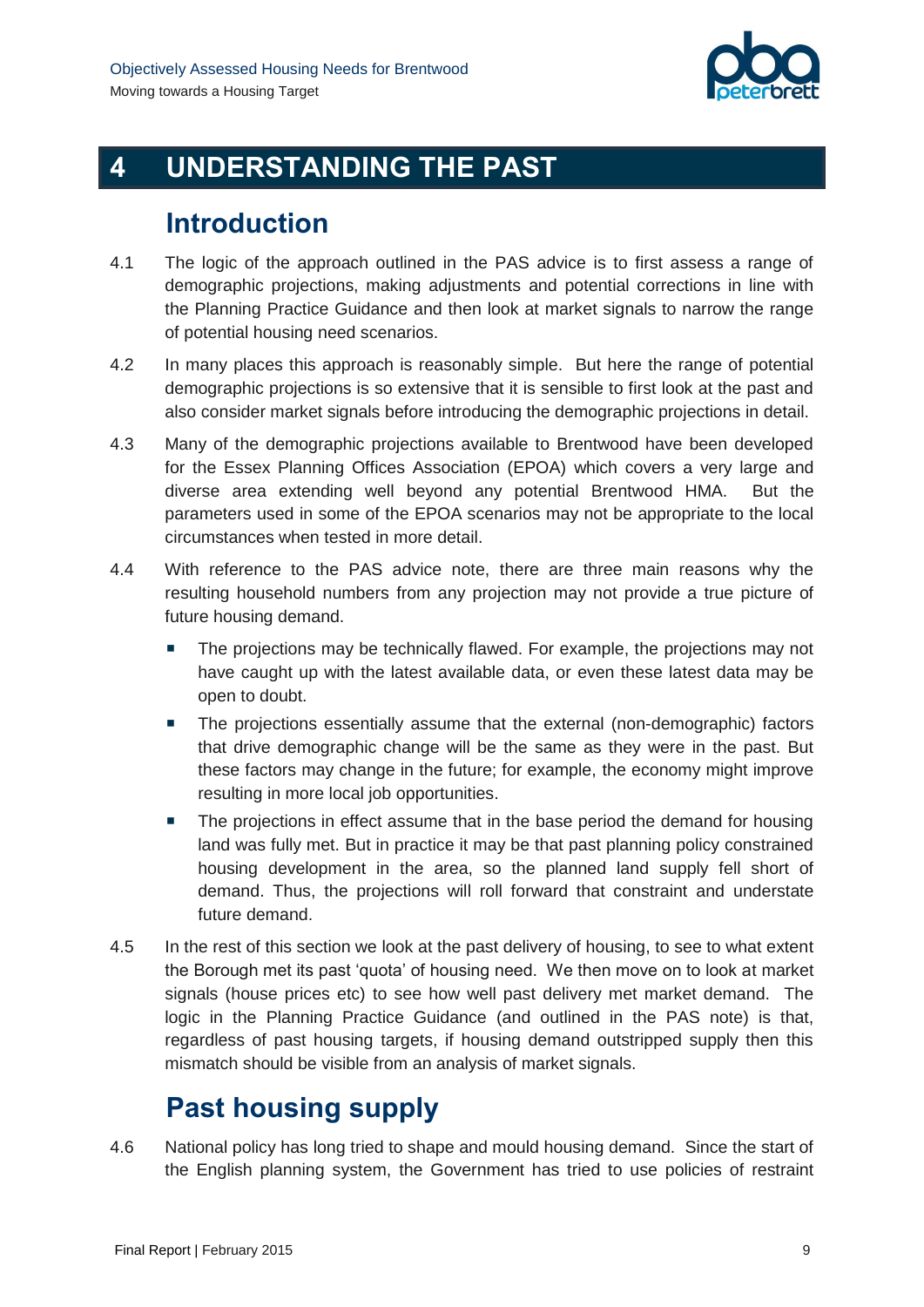# 4 UNDERSTANDING THE PAST

## Introduction

4.1 The logic of the approach outlined in the PAS advice is to first assess a range of demographic projections, making adjustments and potential corrections in line with the Planning Practice Guidance and then look at market signals to narrow the range of potential housing need scenarios.

4.2 In many places this approach is reasonably simple. But here the range of potential demographic projections is so extensive that it is sensible to first look at the past and also consider market signals before introducing the demographic projections in detail.

4.3 Many of the demographic projections available to Brentwood have been developed for the Essex Planning Offices Association (EPOA) which covers a very large and diverse area extending well beyond any potential Brentwood HMA. But the parameters used in some of the EPOA scenarios may not be appropriate to the local circumstances when tested in more detail.

4.4 With reference to the PAS advice note, there are three main reasons why the resulting household numbers from any projection may not provide a true picture of future housing demand.

- The projections may be technically flawed. For example, the projections may not have caught up with the latest available data, or even these latest data may be open to doubt.
- The projections essentially assume that the external (non-demographic) factors that drive demographic change will be the same as they were in the past. But these factors may change in the future; for example, the economy might improve resulting in more local job opportunities.
- The projections in effect assume that in the base period the demand for housing land was fully met. But in practice it may be that past planning policy constrained housing development in the area, so the planned land supply fell short of demand. Thus, the projections will roll forward that constraint and understate future demand.

4.5 In the rest of this section we look at the past delivery of housing, to see to what extent the Borough met its past 'quota' of housing need. We then move on to look at market signals (house prices etc) to see how well past delivery met market demand. The logic in the Planning Practice Guidance (and outlined in the PAS note) is that, regardless of past housing targets, if housing demand outstripped supply then this mismatch should be visible from an analysis of market signals.

## Past housing supply

4.6 National policy has long tried to shape and mould housing demand. Since the start of the English planning system, the Government has tried to use policies of restraint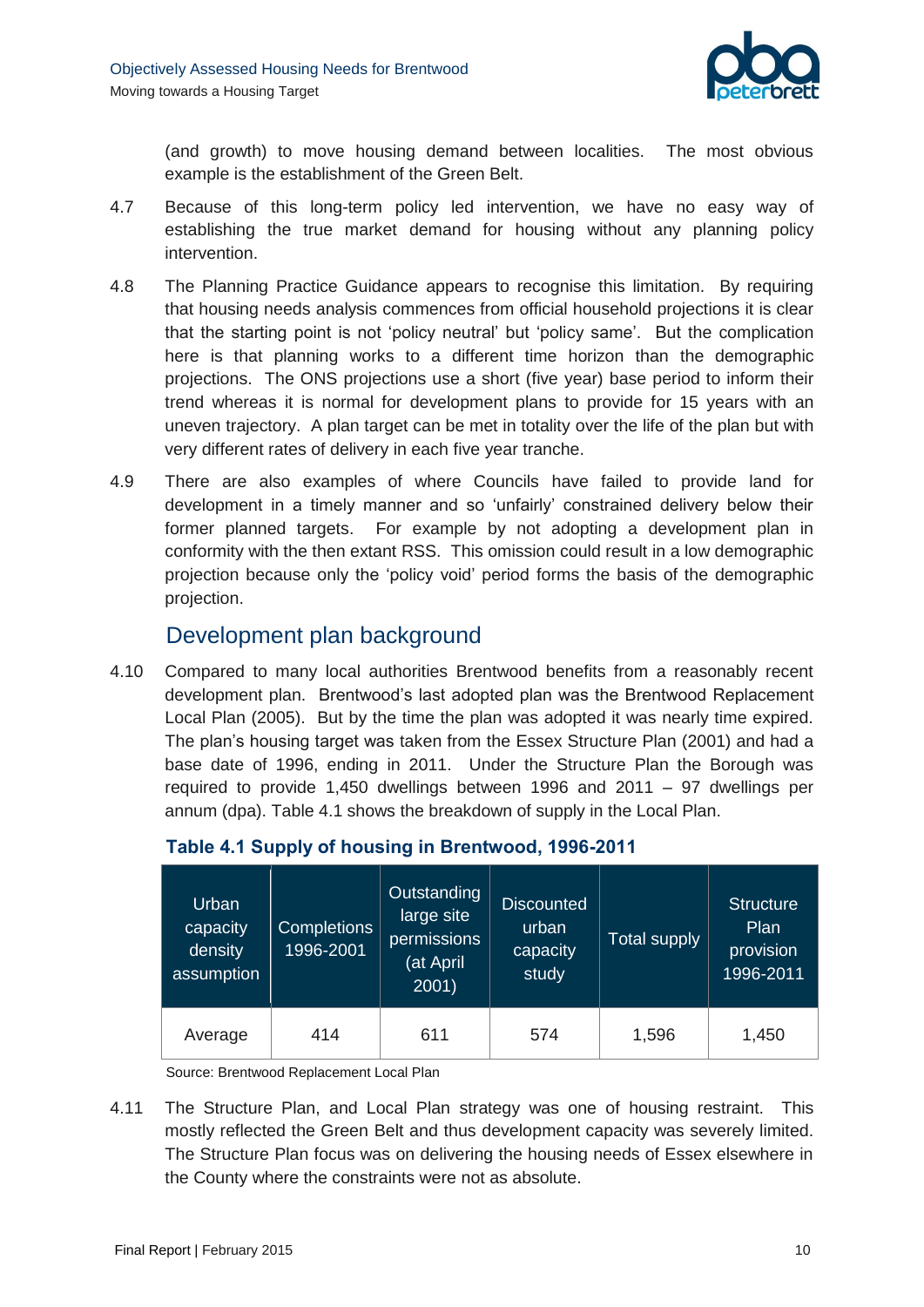(and growth) to move housing demand between localities. The most obvious example is the establishment of the Green Belt.

4.7 Because of this long-term policy led intervention, we have no easy way of establishing the true market demand for housing without any planning policy intervention.

4.8 The Planning Practice Guidance appears to recognise this limitation. By requiring that housing needs analysis commences from official household projections it is clear that the starting point is not 'policy neutral' but 'policy same'. But the complication here is that planning works to a different time horizon than the demographic projections. The ONS projections use a short (five year) base period to inform their trend whereas it is normal for development plans to provide for 15 years with an uneven trajectory. A plan target can be met in totality over the life of the plan but with very different rates of delivery in each five year tranche.

4.9 There are also examples of where Councils have failed to provide land for development in a timely manner and so 'unfairly' constrained delivery below their former planned targets. For example by not adopting a development plan in conformity with the then extant RSS. This omission could result in a low demographic projection because only the 'policy void' period forms the basis of the demographic projection.

## Development plan background

4.10 Compared to many local authorities Brentwood benefits from a reasonably recent development plan. Brentwood's last adopted plan was the Brentwood Replacement Local Plan (2005). But by the time the plan was adopted it was nearly time expired. The plan's housing target was taken from the Essex Structure Plan (2001) and had a base date of 1996, ending in 2011. Under the Structure Plan the Borough was required to provide 1,450 dwellings between 1996 and 2011 – 97 dwellings per annum (dpa). Table 4.1 shows the breakdown of supply in the Local Plan.

### Table 4.1 Supply of housing in Brentwood, 1996-2011

| Urban capacity density assumption | Completions 1996-2001 | Outstanding large site permissions (at April 2001) | Discounted urban capacity study | Total supply | Structure Plan provision 1996-2011 |
|---|---|---|---|---|---|
| Average | 414 | 611 | 574 | 1,596 | 1,450 |

Source: Brentwood Replacement Local Plan

4.11 The Structure Plan, and Local Plan strategy was one of housing restraint. This mostly reflected the Green Belt and thus development capacity was severely limited. The Structure Plan focus was on delivering the housing needs of Essex elsewhere in the County where the constraints were not as absolute.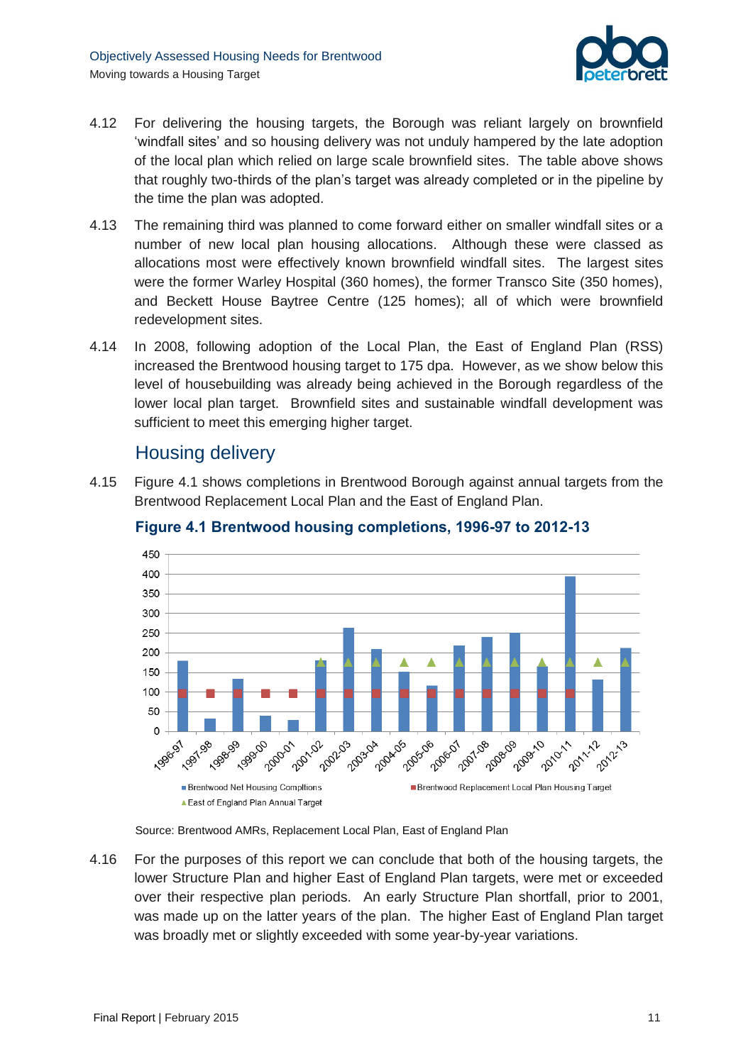4.12 For delivering the housing targets, the Borough was reliant largely on brownfield 'windfall sites' and so housing delivery was not unduly hampered by the late adoption of the local plan which relied on large scale brownfield sites. The table above shows that roughly two-thirds of the plan's target was already completed or in the pipeline by the time the plan was adopted.

4.13 The remaining third was planned to come forward either on smaller windfall sites or a number of new local plan housing allocations. Although these were classed as allocations most were effectively known brownfield windfall sites. The largest sites were the former Warley Hospital (360 homes), the former Transco Site (350 homes), and Beckett House Baytree Centre (125 homes); all of which were brownfield redevelopment sites.

4.14 In 2008, following adoption of the Local Plan, the East of England Plan (RSS) increased the Brentwood housing target to 175 dpa. However, as we show below this level of housebuilding was already being achieved in the Borough regardless of the lower local plan target. Brownfield sites and sustainable windfall development was sufficient to meet this emerging higher target.

## Housing delivery

4.15 Figure 4.1 shows completions in Brentwood Borough against annual targets from the Brentwood Replacement Local Plan and the East of England Plan.

**Figure 4.1 Brentwood housing completions, 1996-97 to 2012-13**

450
400
350
300
250
200
150
100
50
0

1996-97, 1997-98, 1998-99, 1999-00, 2000-01, 2001-02, 2002-03, 2003-04, 2004-05, 2005-06, 2006-07, 2007-08, 2008-09, 2009-10, 2010-11, 2011-12, 2012-13

Brentwood Net Housing Complltions
Brentwood Replacement Local Plan Housing Target
East of England Plan Annual Target

Source: Brentwood AMRs, Replacement Local Plan, East of England Plan

4.16 For the purposes of this report we can conclude that both of the housing targets, the lower Structure Plan and higher East of England Plan targets, were met or exceeded over their respective plan periods. An early Structure Plan shortfall, prior to 2001, was made up on the latter years of the plan. The higher East of England Plan target was broadly met or slightly exceeded with some year-by-year variations.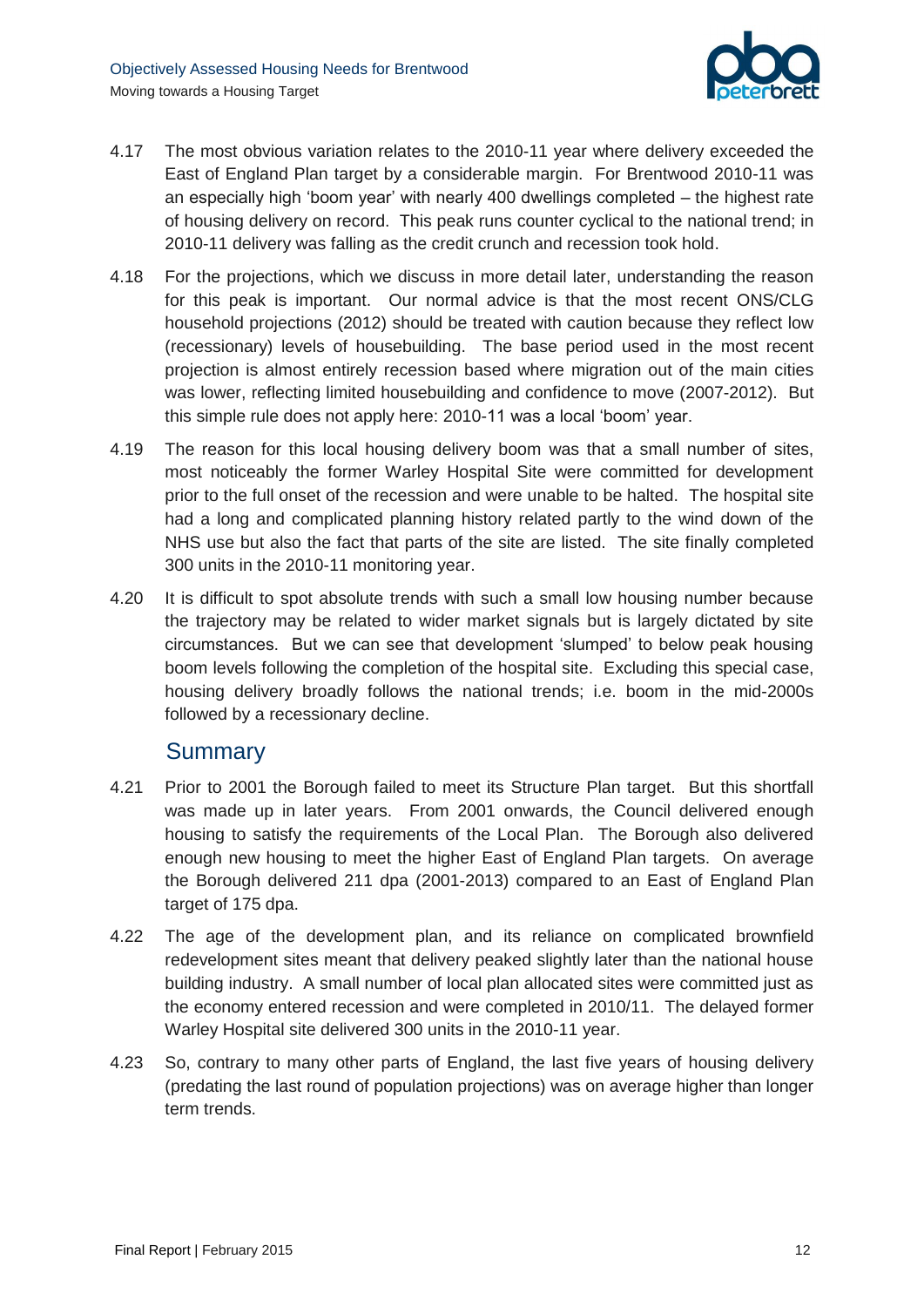4.17 The most obvious variation relates to the 2010-11 year where delivery exceeded the East of England Plan target by a considerable margin. For Brentwood 2010-11 was an especially high 'boom year' with nearly 400 dwellings completed – the highest rate of housing delivery on record. This peak runs counter cyclical to the national trend; in 2010-11 delivery was falling as the credit crunch and recession took hold.

4.18 For the projections, which we discuss in more detail later, understanding the reason for this peak is important. Our normal advice is that the most recent ONS/CLG household projections (2012) should be treated with caution because they reflect low (recessionary) levels of housebuilding. The base period used in the most recent projection is almost entirely recession based where migration out of the main cities was lower, reflecting limited housebuilding and confidence to move (2007-2012). But this simple rule does not apply here: 2010-11 was a local 'boom' year.

4.19 The reason for this local housing delivery boom was that a small number of sites, most noticeably the former Warley Hospital Site were committed for development prior to the full onset of the recession and were unable to be halted. The hospital site had a long and complicated planning history related partly to the wind down of the NHS use but also the fact that parts of the site are listed. The site finally completed 300 units in the 2010-11 monitoring year.

4.20 It is difficult to spot absolute trends with such a small low housing number because the trajectory may be related to wider market signals but is largely dictated by site circumstances. But we can see that development 'slumped' to below peak housing boom levels following the completion of the hospital site. Excluding this special case, housing delivery broadly follows the national trends; i.e. boom in the mid-2000s followed by a recessionary decline.

## Summary

4.21 Prior to 2001 the Borough failed to meet its Structure Plan target. But this shortfall was made up in later years. From 2001 onwards, the Council delivered enough housing to satisfy the requirements of the Local Plan. The Borough also delivered enough new housing to meet the higher East of England Plan targets. On average the Borough delivered 211 dpa (2001-2013) compared to an East of England Plan target of 175 dpa.

4.22 The age of the development plan, and its reliance on complicated brownfield redevelopment sites meant that delivery peaked slightly later than the national house building industry. A small number of local plan allocated sites were committed just as the economy entered recession and were completed in 2010/11. The delayed former Warley Hospital site delivered 300 units in the 2010-11 year.

4.23 So, contrary to many other parts of England, the last five years of housing delivery (predating the last round of population projections) was on average higher than longer term trends.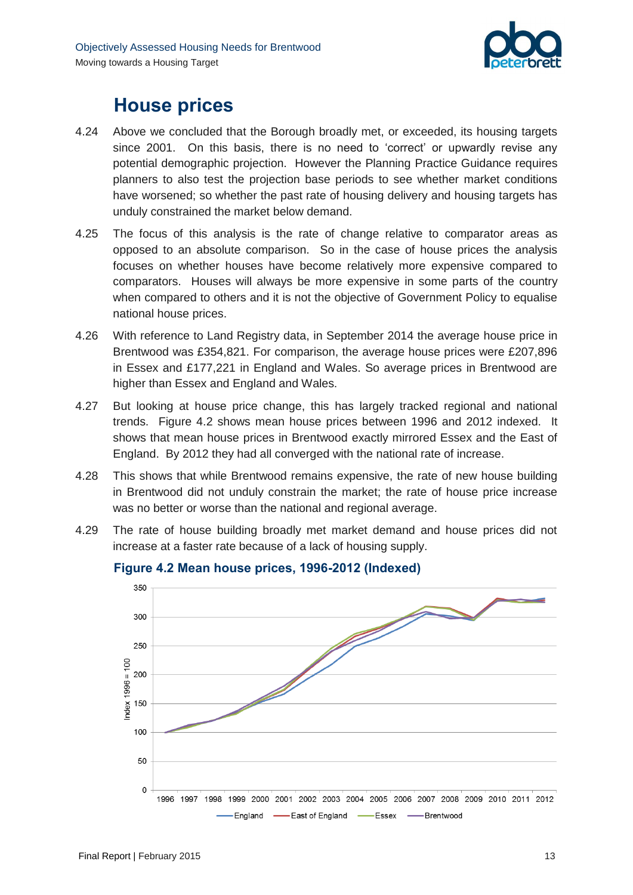## House prices

4.24 Above we concluded that the Borough broadly met, or exceeded, its housing targets since 2001. On this basis, there is no need to 'correct' or upwardly revise any potential demographic projection. However the Planning Practice Guidance requires planners to also test the projection base periods to see whether market conditions have worsened; so whether the past rate of housing delivery and housing targets has unduly constrained the market below demand.

4.25 The focus of this analysis is the rate of change relative to comparator areas as opposed to an absolute comparison. So in the case of house prices the analysis focuses on whether houses have become relatively more expensive compared to comparators. Houses will always be more expensive in some parts of the country when compared to others and it is not the objective of Government Policy to equalise national house prices.

4.26 With reference to Land Registry data, in September 2014 the average house price in Brentwood was £354,821. For comparison, the average house prices were £207,896 in Essex and £177,221 in England and Wales. So average prices in Brentwood are higher than Essex and England and Wales.

4.27 But looking at house price change, this has largely tracked regional and national trends. Figure 4.2 shows mean house prices between 1996 and 2012 indexed. It shows that mean house prices in Brentwood exactly mirrored Essex and the East of England. By 2012 they had all converged with the national rate of increase.

4.28 This shows that while Brentwood remains expensive, the rate of new house building in Brentwood did not unduly constrain the market; the rate of house price increase was no better or worse than the national and regional average.

4.29 The rate of house building broadly met market demand and house prices did not increase at a faster rate because of a lack of housing supply.

### Figure 4.2 Mean house prices, 1996-2012 (Indexed)

Index 1996 = 100

350
300
250
200
150
100
50
0

1996 1997 1998 1999 2000 2001 2002 2003 2004 2005 2006 2007 2008 2009 2010 2011 2012

England — East of England — Essex — Brentwood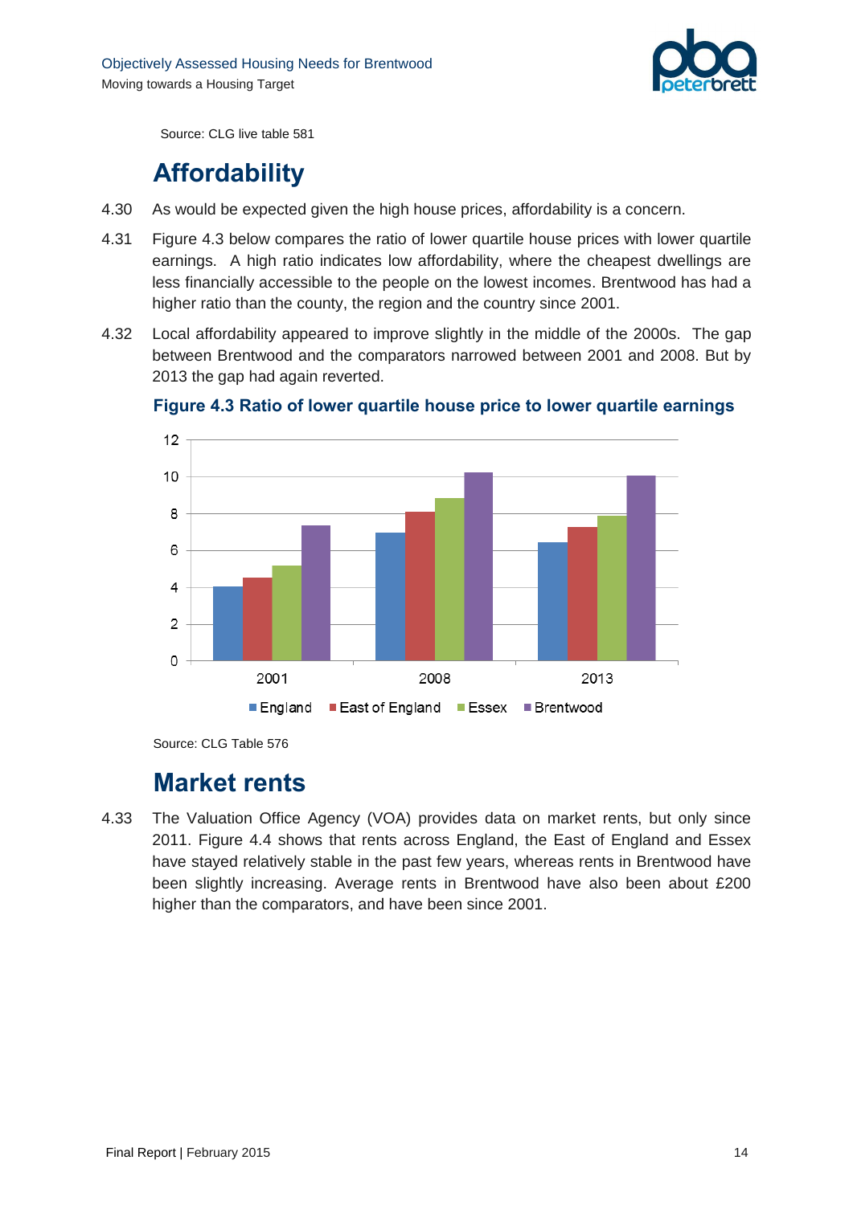Source: CLG live table 581

## Affordability

4.30 As would be expected given the high house prices, affordability is a concern.

4.31 Figure 4.3 below compares the ratio of lower quartile house prices with lower quartile earnings. A high ratio indicates low affordability, where the cheapest dwellings are less financially accessible to the people on the lowest incomes. Brentwood has had a higher ratio than the county, the region and the country since 2001.

4.32 Local affordability appeared to improve slightly in the middle of the 2000s. The gap between Brentwood and the comparators narrowed between 2001 and 2008. But by 2013 the gap had again reverted.

**Figure 4.3 Ratio of lower quartile house price to lower quartile earnings**

Source: CLG Table 576

## Market rents

4.33 The Valuation Office Agency (VOA) provides data on market rents, but only since 2011. Figure 4.4 shows that rents across England, the East of England and Essex have stayed relatively stable in the past few years, whereas rents in Brentwood have been slightly increasing. Average rents in Brentwood have also been about £200 higher than the comparators, and have been since 2001.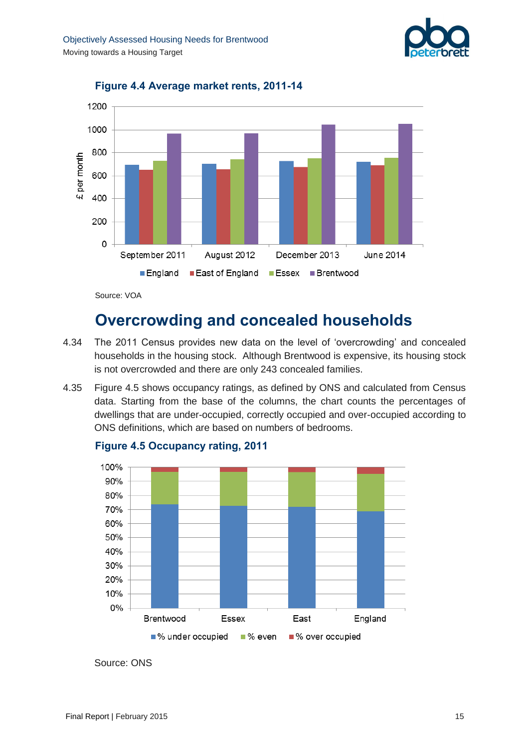**Figure 4.4 Average market rents, 2011-14**

£ per month

1200
1000
800
600
400
200
0

September 2011
August 2012
December 2013
June 2014

England
East of England
Essex
Brentwood

Source: VOA

## Overcrowding and concealed households

4.34 The 2011 Census provides new data on the level of 'overcrowding' and concealed households in the housing stock. Although Brentwood is expensive, its housing stock is not overcrowded and there are only 243 concealed families.

4.35 Figure 4.5 shows occupancy ratings, as defined by ONS and calculated from Census data. Starting from the base of the columns, the chart counts the percentages of dwellings that are under-occupied, correctly occupied and over-occupied according to ONS definitions, which are based on numbers of bedrooms.

**Figure 4.5 Occupancy rating, 2011**

100%
90%
80%
70%
60%
50%
40%
30%
20%
10%
0%

Brentwood
Essex
East
England

% under occupied
% even
% over occupied

Source: ONS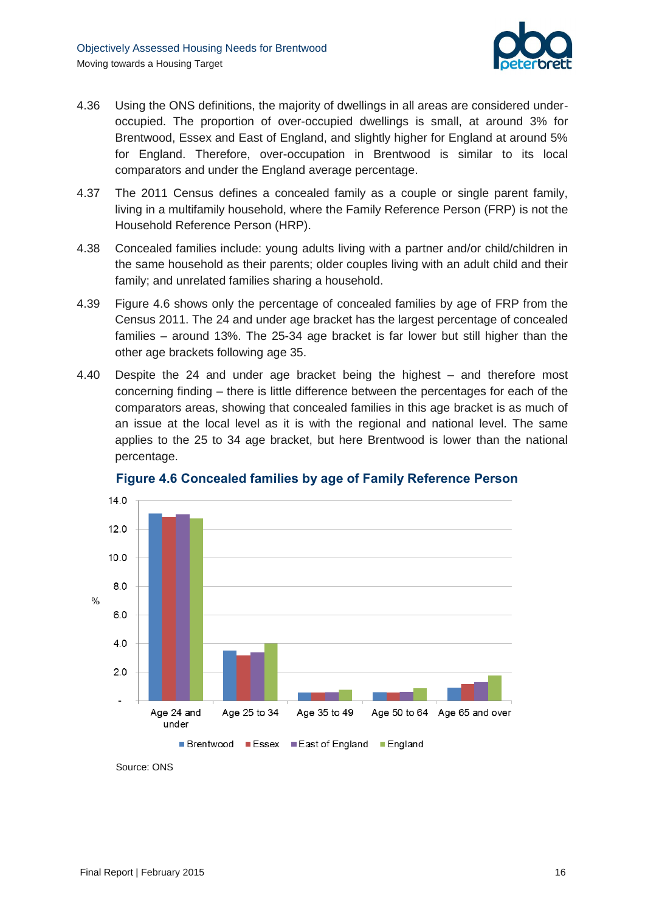4.36 Using the ONS definitions, the majority of dwellings in all areas are considered under-occupied. The proportion of over-occupied dwellings is small, at around 3% for Brentwood, Essex and East of England, and slightly higher for England at around 5% for England. Therefore, over-occupation in Brentwood is similar to its local comparators and under the England average percentage.

4.37 The 2011 Census defines a concealed family as a couple or single parent family, living in a multifamily household, where the Family Reference Person (FRP) is not the Household Reference Person (HRP).

4.38 Concealed families include: young adults living with a partner and/or child/children in the same household as their parents; older couples living with an adult child and their family; and unrelated families sharing a household.

4.39 Figure 4.6 shows only the percentage of concealed families by age of FRP from the Census 2011. The 24 and under age bracket has the largest percentage of concealed families – around 13%. The 25-34 age bracket is far lower but still higher than the other age brackets following age 35.

4.40 Despite the 24 and under age bracket being the highest – and therefore most concerning finding – there is little difference between the percentages for each of the comparators areas, showing that concealed families in this age bracket is as much of an issue at the local level as it is with the regional and national level. The same applies to the 25 to 34 age bracket, but here Brentwood is lower than the national percentage.

**Figure 4.6 Concealed families by age of Family Reference Person**

%

14.0
12.0
10.0
8.0
6.0
4.0
2.0
-

Age 24 and under
Age 25 to 34
Age 35 to 49
Age 50 to 64
Age 65 and over

Brentwood
Essex
East of England
England

Source: ONS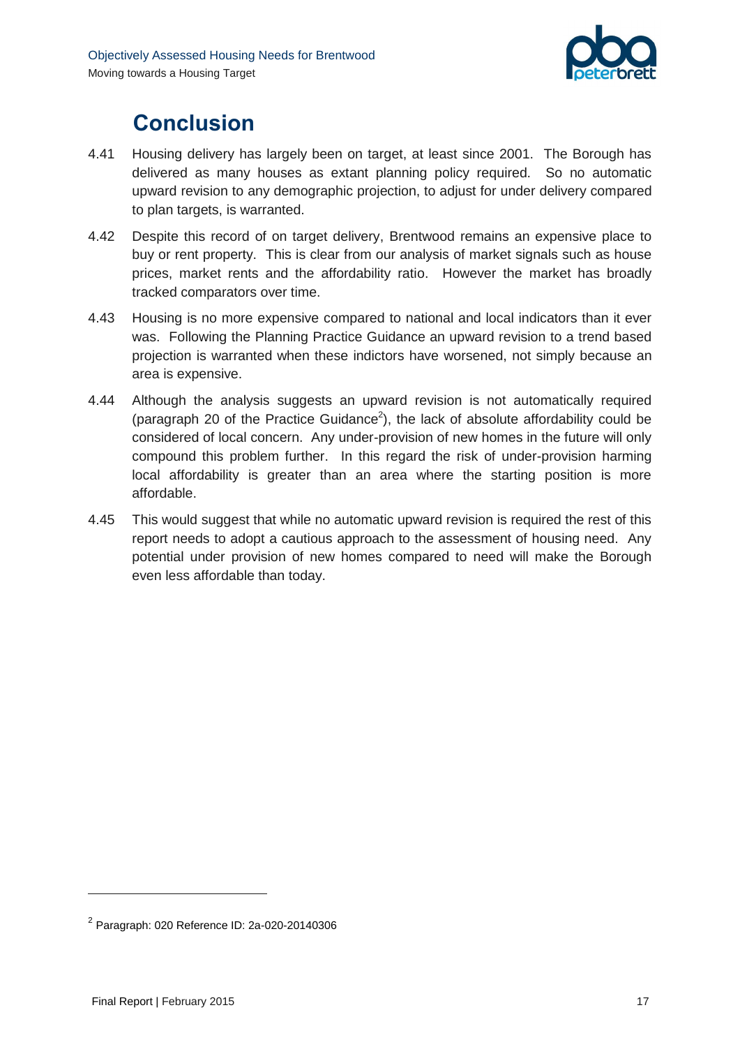## Conclusion

4.41 Housing delivery has largely been on target, at least since 2001. The Borough has delivered as many houses as extant planning policy required. So no automatic upward revision to any demographic projection, to adjust for under delivery compared to plan targets, is warranted.

4.42 Despite this record of on target delivery, Brentwood remains an expensive place to buy or rent property. This is clear from our analysis of market signals such as house prices, market rents and the affordability ratio. However the market has broadly tracked comparators over time.

4.43 Housing is no more expensive compared to national and local indicators than it ever was. Following the Planning Practice Guidance an upward revision to a trend based projection is warranted when these indictors have worsened, not simply because an area is expensive.

4.44 Although the analysis suggests an upward revision is not automatically required (paragraph 20 of the Practice Guidance[2]), the lack of absolute affordability could be considered of local concern. Any under-provision of new homes in the future will only compound this problem further. In this regard the risk of under-provision harming local affordability is greater than an area where the starting position is more affordable.

4.45 This would suggest that while no automatic upward revision is required the rest of this report needs to adopt a cautious approach to the assessment of housing need. Any potential under provision of new homes compared to need will make the Borough even less affordable than today.

[2] Paragraph: 020 Reference ID: 2a-020-20140306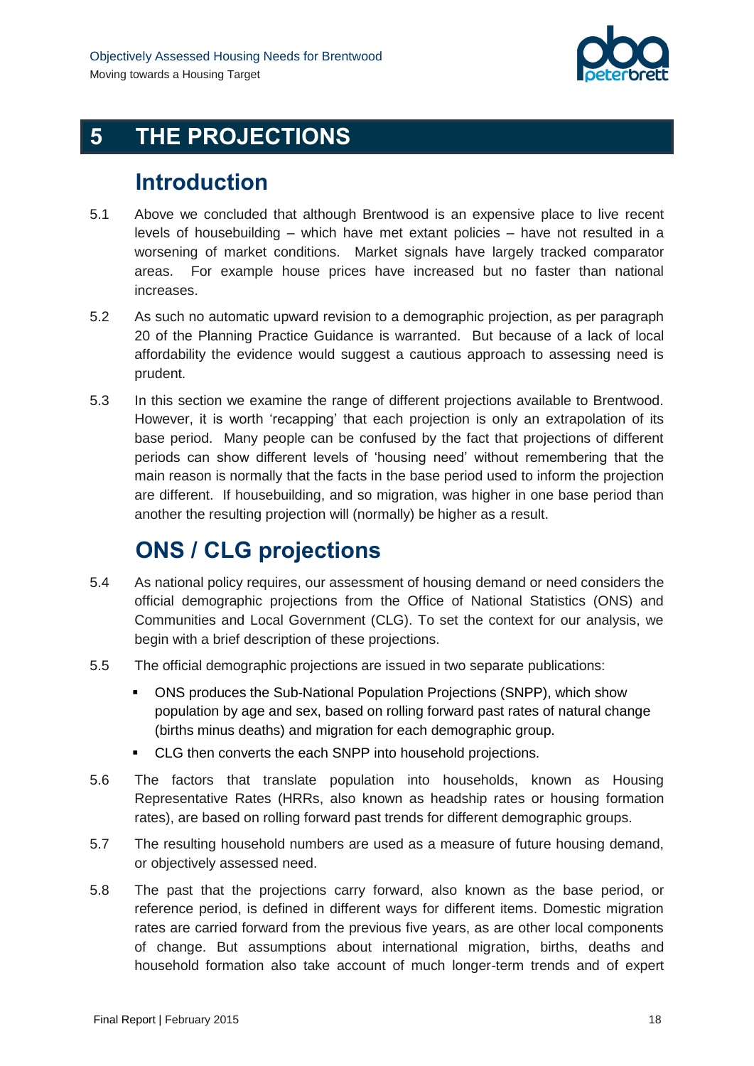# 5 THE PROJECTIONS

## Introduction

5.1 Above we concluded that although Brentwood is an expensive place to live recent levels of housebuilding – which have met extant policies – have not resulted in a worsening of market conditions. Market signals have largely tracked comparator areas. For example house prices have increased but no faster than national increases.

5.2 As such no automatic upward revision to a demographic projection, as per paragraph 20 of the Planning Practice Guidance is warranted. But because of a lack of local affordability the evidence would suggest a cautious approach to assessing need is prudent.

5.3 In this section we examine the range of different projections available to Brentwood. However, it is worth 'recapping' that each projection is only an extrapolation of its base period. Many people can be confused by the fact that projections of different periods can show different levels of 'housing need' without remembering that the main reason is normally that the facts in the base period used to inform the projection are different. If housebuilding, and so migration, was higher in one base period than another the resulting projection will (normally) be higher as a result.

## ONS / CLG projections

5.4 As national policy requires, our assessment of housing demand or need considers the official demographic projections from the Office of National Statistics (ONS) and Communities and Local Government (CLG). To set the context for our analysis, we begin with a brief description of these projections.

5.5 The official demographic projections are issued in two separate publications:

- ONS produces the Sub-National Population Projections (SNPP), which show population by age and sex, based on rolling forward past rates of natural change (births minus deaths) and migration for each demographic group.
- CLG then converts the each SNPP into household projections.

5.6 The factors that translate population into households, known as Housing Representative Rates (HRRs, also known as headship rates or housing formation rates), are based on rolling forward past trends for different demographic groups.

5.7 The resulting household numbers are used as a measure of future housing demand, or objectively assessed need.

5.8 The past that the projections carry forward, also known as the base period, or reference period, is defined in different ways for different items. Domestic migration rates are carried forward from the previous five years, as are other local components of change. But assumptions about international migration, births, deaths and household formation also take account of much longer-term trends and of expert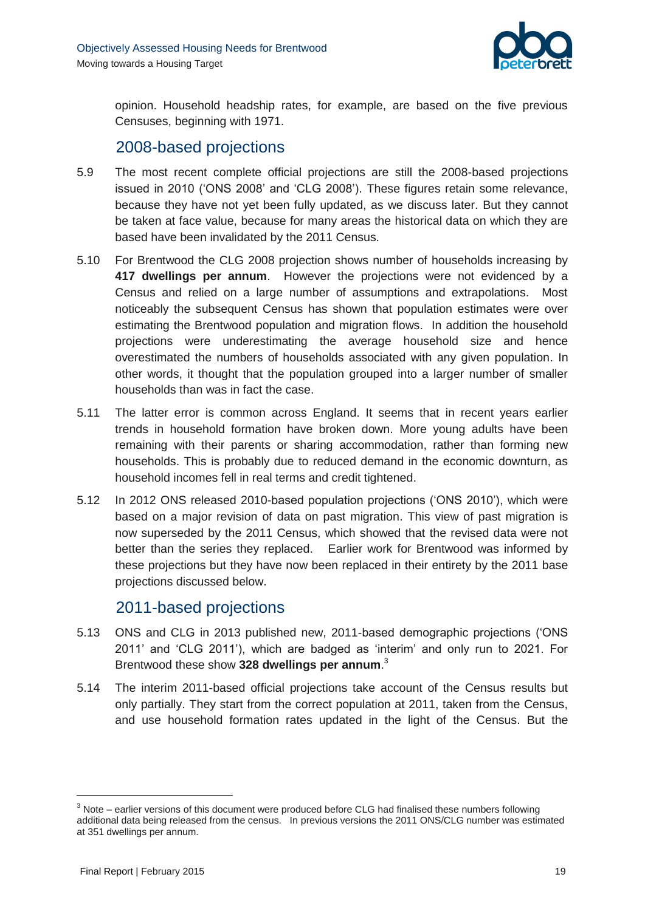opinion. Household headship rates, for example, are based on the five previous Censuses, beginning with 1971.

## 2008-based projections

5.9 The most recent complete official projections are still the 2008-based projections issued in 2010 ('ONS 2008' and 'CLG 2008'). These figures retain some relevance, because they have not yet been fully updated, as we discuss later. But they cannot be taken at face value, because for many areas the historical data on which they are based have been invalidated by the 2011 Census.

5.10 For Brentwood the CLG 2008 projection shows number of households increasing by **417 dwellings per annum**. However the projections were not evidenced by a Census and relied on a large number of assumptions and extrapolations. Most noticeably the subsequent Census has shown that population estimates were over estimating the Brentwood population and migration flows. In addition the household projections were underestimating the average household size and hence overestimated the numbers of households associated with any given population. In other words, it thought that the population grouped into a larger number of smaller households than was in fact the case.

5.11 The latter error is common across England. It seems that in recent years earlier trends in household formation have broken down. More young adults have been remaining with their parents or sharing accommodation, rather than forming new households. This is probably due to reduced demand in the economic downturn, as household incomes fell in real terms and credit tightened.

5.12 In 2012 ONS released 2010-based population projections ('ONS 2010'), which were based on a major revision of data on past migration. This view of past migration is now superseded by the 2011 Census, which showed that the revised data were not better than the series they replaced. Earlier work for Brentwood was informed by these projections but they have now been replaced in their entirety by the 2011 base projections discussed below.

## 2011-based projections

5.13 ONS and CLG in 2013 published new, 2011-based demographic projections ('ONS 2011' and 'CLG 2011'), which are badged as 'interim' and only run to 2021. For Brentwood these show **328 dwellings per annum**.[3]

5.14 The interim 2011-based official projections take account of the Census results but only partially. They start from the correct population at 2011, taken from the Census, and use household formation rates updated in the light of the Census. But the

[3] Note – earlier versions of this document were produced before CLG had finalised these numbers following additional data being released from the census. In previous versions the 2011 ONS/CLG number was estimated at 351 dwellings per annum.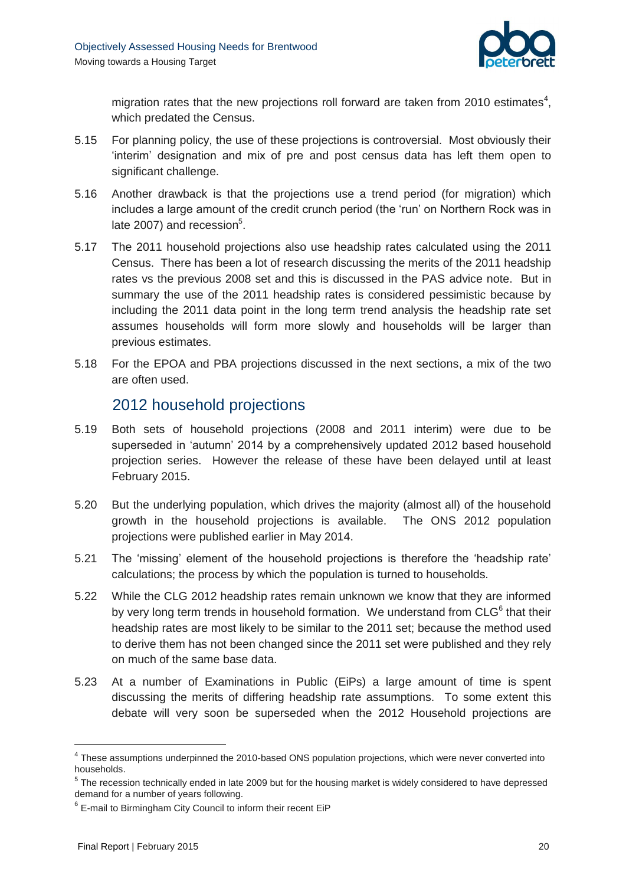migration rates that the new projections roll forward are taken from 2010 estimates[4], which predated the Census.

5.15 For planning policy, the use of these projections is controversial. Most obviously their 'interim' designation and mix of pre and post census data has left them open to significant challenge.

5.16 Another drawback is that the projections use a trend period (for migration) which includes a large amount of the credit crunch period (the 'run' on Northern Rock was in late 2007) and recession[5].

5.17 The 2011 household projections also use headship rates calculated using the 2011 Census. There has been a lot of research discussing the merits of the 2011 headship rates vs the previous 2008 set and this is discussed in the PAS advice note. But in summary the use of the 2011 headship rates is considered pessimistic because by including the 2011 data point in the long term trend analysis the headship rate set assumes households will form more slowly and households will be larger than previous estimates.

5.18 For the EPOA and PBA projections discussed in the next sections, a mix of the two are often used.

## 2012 household projections

5.19 Both sets of household projections (2008 and 2011 interim) were due to be superseded in 'autumn' 2014 by a comprehensively updated 2012 based household projection series. However the release of these have been delayed until at least February 2015.

5.20 But the underlying population, which drives the majority (almost all) of the household growth in the household projections is available. The ONS 2012 population projections were published earlier in May 2014.

5.21 The 'missing' element of the household projections is therefore the 'headship rate' calculations; the process by which the population is turned to households.

5.22 While the CLG 2012 headship rates remain unknown we know that they are informed by very long term trends in household formation. We understand from CLG[6] that their headship rates are most likely to be similar to the 2011 set; because the method used to derive them has not been changed since the 2011 set were published and they rely on much of the same base data.

5.23 At a number of Examinations in Public (EiPs) a large amount of time is spent discussing the merits of differing headship rate assumptions. To some extent this debate will very soon be superseded when the 2012 Household projections are

---

[4] These assumptions underpinned the 2010-based ONS population projections, which were never converted into households.

[5] The recession technically ended in late 2009 but for the housing market is widely considered to have depressed demand for a number of years following.

[6] E-mail to Birmingham City Council to inform their recent EiP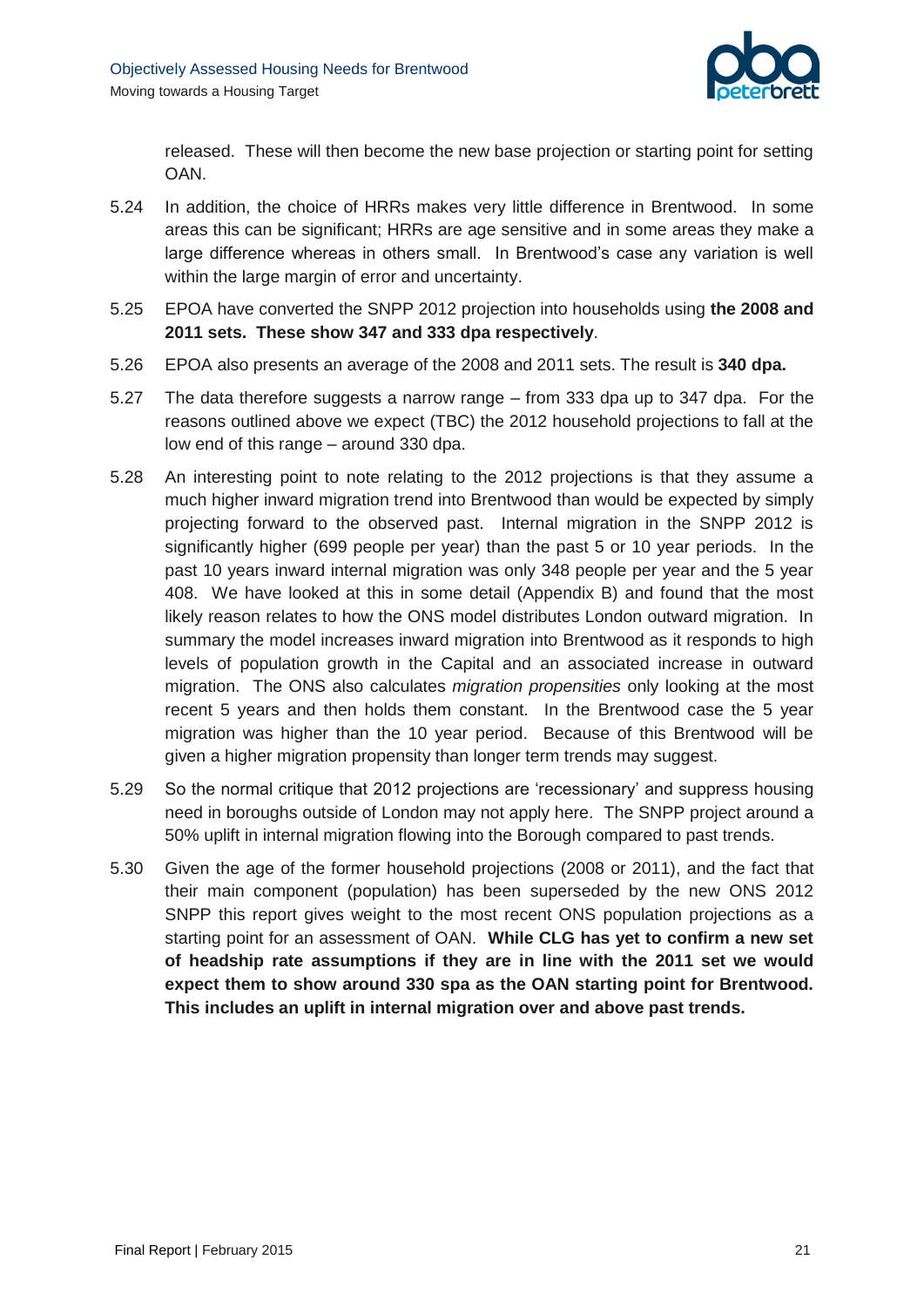released. These will then become the new base projection or starting point for setting OAN.

5.24 In addition, the choice of HRRs makes very little difference in Brentwood. In some areas this can be significant; HRRs are age sensitive and in some areas they make a large difference whereas in others small. In Brentwood's case any variation is well within the large margin of error and uncertainty.

5.25 EPOA have converted the SNPP 2012 projection into households using **the 2008 and 2011 sets. These show 347 and 333 dpa respectively**.

5.26 EPOA also presents an average of the 2008 and 2011 sets. The result is **340 dpa.**

5.27 The data therefore suggests a narrow range – from 333 dpa up to 347 dpa. For the reasons outlined above we expect (TBC) the 2012 household projections to fall at the low end of this range – around 330 dpa.

5.28 An interesting point to note relating to the 2012 projections is that they assume a much higher inward migration trend into Brentwood than would be expected by simply projecting forward to the observed past. Internal migration in the SNPP 2012 is significantly higher (699 people per year) than the past 5 or 10 year periods. In the past 10 years inward internal migration was only 348 people per year and the 5 year 408. We have looked at this in some detail (Appendix B) and found that the most likely reason relates to how the ONS model distributes London outward migration. In summary the model increases inward migration into Brentwood as it responds to high levels of population growth in the Capital and an associated increase in outward migration. The ONS also calculates *migration propensities* only looking at the most recent 5 years and then holds them constant. In the Brentwood case the 5 year migration was higher than the 10 year period. Because of this Brentwood will be given a higher migration propensity than longer term trends may suggest.

5.29 So the normal critique that 2012 projections are 'recessionary' and suppress housing need in boroughs outside of London may not apply here. The SNPP project around a 50% uplift in internal migration flowing into the Borough compared to past trends.

5.30 Given the age of the former household projections (2008 or 2011), and the fact that their main component (population) has been superseded by the new ONS 2012 SNPP this report gives weight to the most recent ONS population projections as a starting point for an assessment of OAN. **While CLG has yet to confirm a new set of headship rate assumptions if they are in line with the 2011 set we would expect them to show around 330 spa as the OAN starting point for Brentwood. This includes an uplift in internal migration over and above past trends.**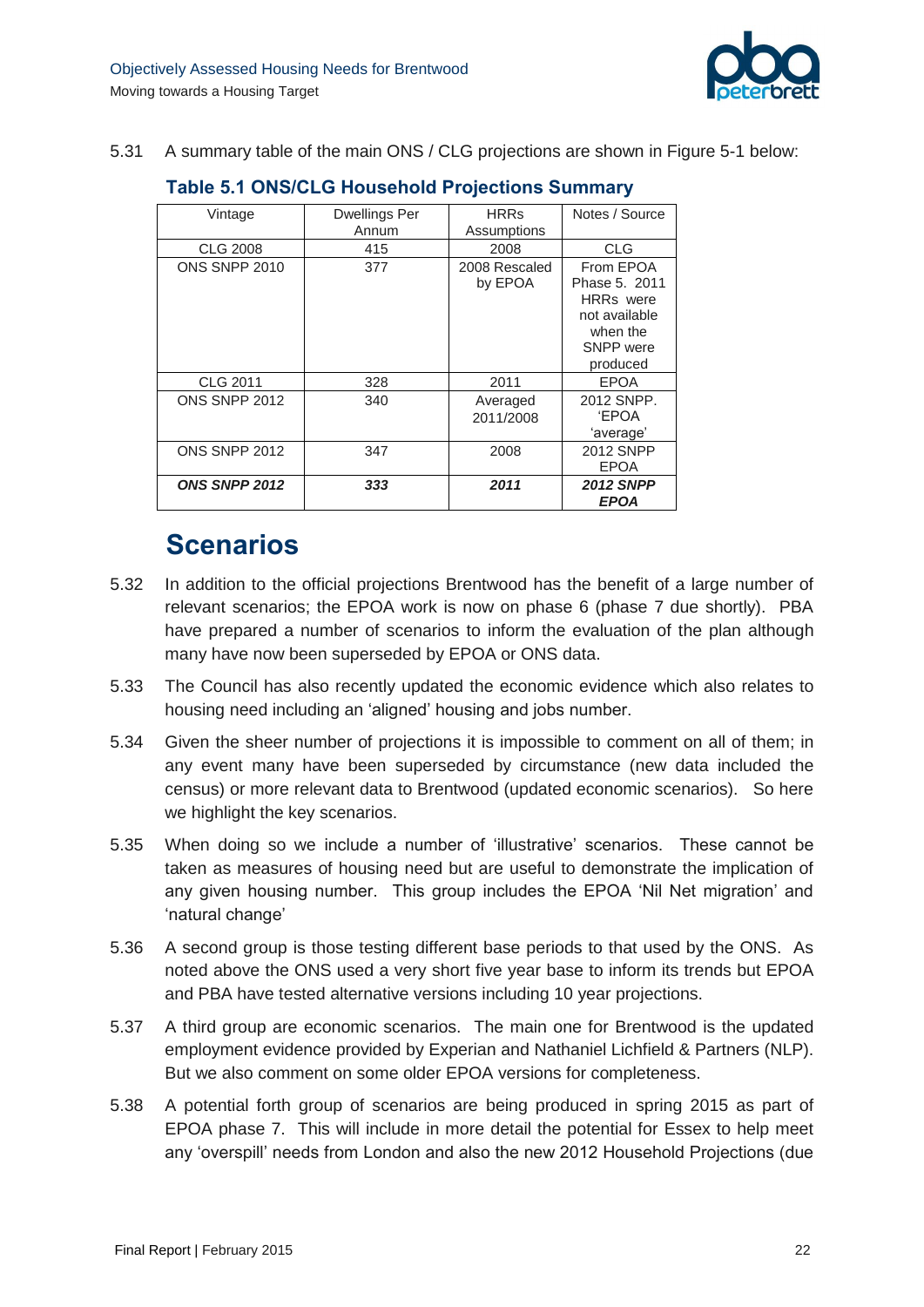5.31 A summary table of the main ONS / CLG projections are shown in Figure 5-1 below:

**Table 5.1 ONS/CLG Household Projections Summary**

| Vintage | Dwellings Per Annum | HRRs Assumptions | Notes / Source |
|---|---|---|---|
| CLG 2008 | 415 | 2008 | CLG |
| ONS SNPP 2010 | 377 | 2008 Rescaled by EPOA | From EPOA Phase 5. 2011 HRRs were not available when the SNPP were produced |
| CLG 2011 | 328 | 2011 | EPOA |
| ONS SNPP 2012 | 340 | Averaged 2011/2008 | 2012 SNPP. 'EPOA 'average' |
| ONS SNPP 2012 | 347 | 2008 | 2012 SNPP EPOA |
| ***ONS SNPP 2012*** | ***333*** | ***2011*** | ***2012 SNPP EPOA*** |

## Scenarios

5.32 In addition to the official projections Brentwood has the benefit of a large number of relevant scenarios; the EPOA work is now on phase 6 (phase 7 due shortly). PBA have prepared a number of scenarios to inform the evaluation of the plan although many have now been superseded by EPOA or ONS data.

5.33 The Council has also recently updated the economic evidence which also relates to housing need including an 'aligned' housing and jobs number.

5.34 Given the sheer number of projections it is impossible to comment on all of them; in any event many have been superseded by circumstance (new data included the census) or more relevant data to Brentwood (updated economic scenarios). So here we highlight the key scenarios.

5.35 When doing so we include a number of 'illustrative' scenarios. These cannot be taken as measures of housing need but are useful to demonstrate the implication of any given housing number. This group includes the EPOA 'Nil Net migration' and 'natural change'

5.36 A second group is those testing different base periods to that used by the ONS. As noted above the ONS used a very short five year base to inform its trends but EPOA and PBA have tested alternative versions including 10 year projections.

5.37 A third group are economic scenarios. The main one for Brentwood is the updated employment evidence provided by Experian and Nathaniel Lichfield & Partners (NLP). But we also comment on some older EPOA versions for completeness.

5.38 A potential forth group of scenarios are being produced in spring 2015 as part of EPOA phase 7. This will include in more detail the potential for Essex to help meet any 'overspill' needs from London and also the new 2012 Household Projections (due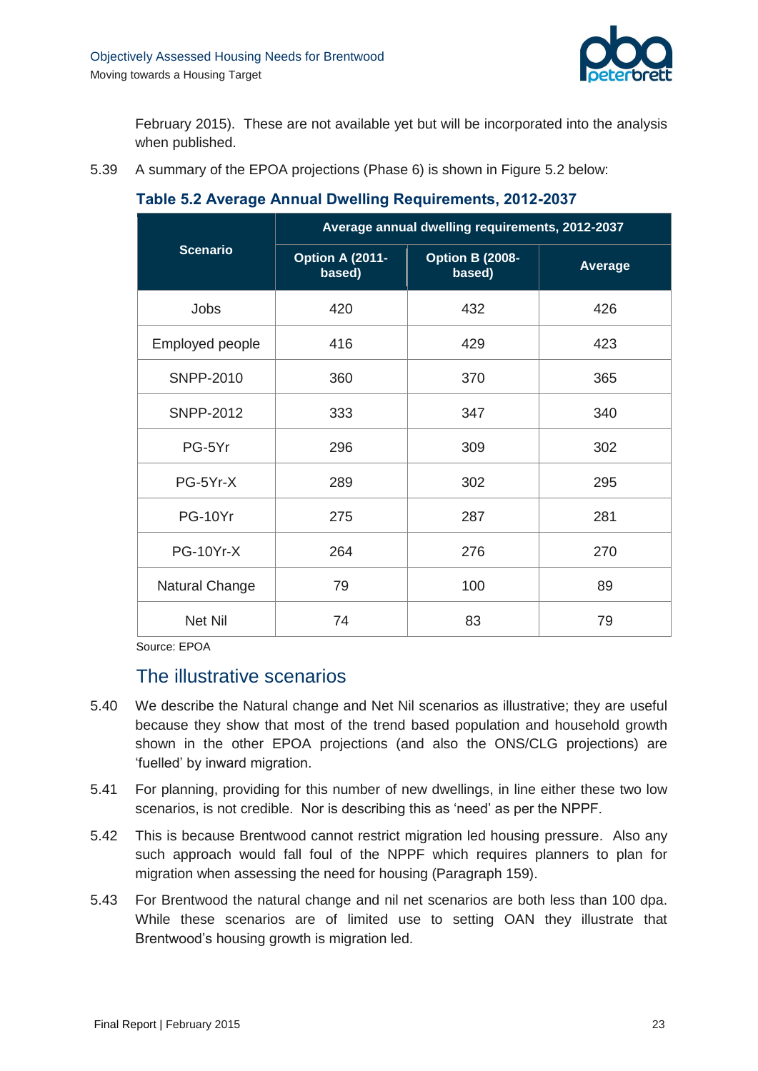February 2015). These are not available yet but will be incorporated into the analysis when published.

5.39 A summary of the EPOA projections (Phase 6) is shown in Figure 5.2 below:

### Table 5.2 Average Annual Dwelling Requirements, 2012-2037

| Scenario | Average annual dwelling requirements, 2012-2037 | | |
|---|---|---|---|
| | Option A (2011-based) | Option B (2008-based) | Average |
| Jobs | 420 | 432 | 426 |
| Employed people | 416 | 429 | 423 |
| SNPP-2010 | 360 | 370 | 365 |
| SNPP-2012 | 333 | 347 | 340 |
| PG-5Yr | 296 | 309 | 302 |
| PG-5Yr-X | 289 | 302 | 295 |
| PG-10Yr | 275 | 287 | 281 |
| PG-10Yr-X | 264 | 276 | 270 |
| Natural Change | 79 | 100 | 89 |
| Net Nil | 74 | 83 | 79 |

Source: EPOA

## The illustrative scenarios

5.40 We describe the Natural change and Net Nil scenarios as illustrative; they are useful because they show that most of the trend based population and household growth shown in the other EPOA projections (and also the ONS/CLG projections) are 'fuelled' by inward migration.

5.41 For planning, providing for this number of new dwellings, in line either these two low scenarios, is not credible. Nor is describing this as 'need' as per the NPPF.

5.42 This is because Brentwood cannot restrict migration led housing pressure. Also any such approach would fall foul of the NPPF which requires planners to plan for migration when assessing the need for housing (Paragraph 159).

5.43 For Brentwood the natural change and nil net scenarios are both less than 100 dpa. While these scenarios are of limited use to setting OAN they illustrate that Brentwood's housing growth is migration led.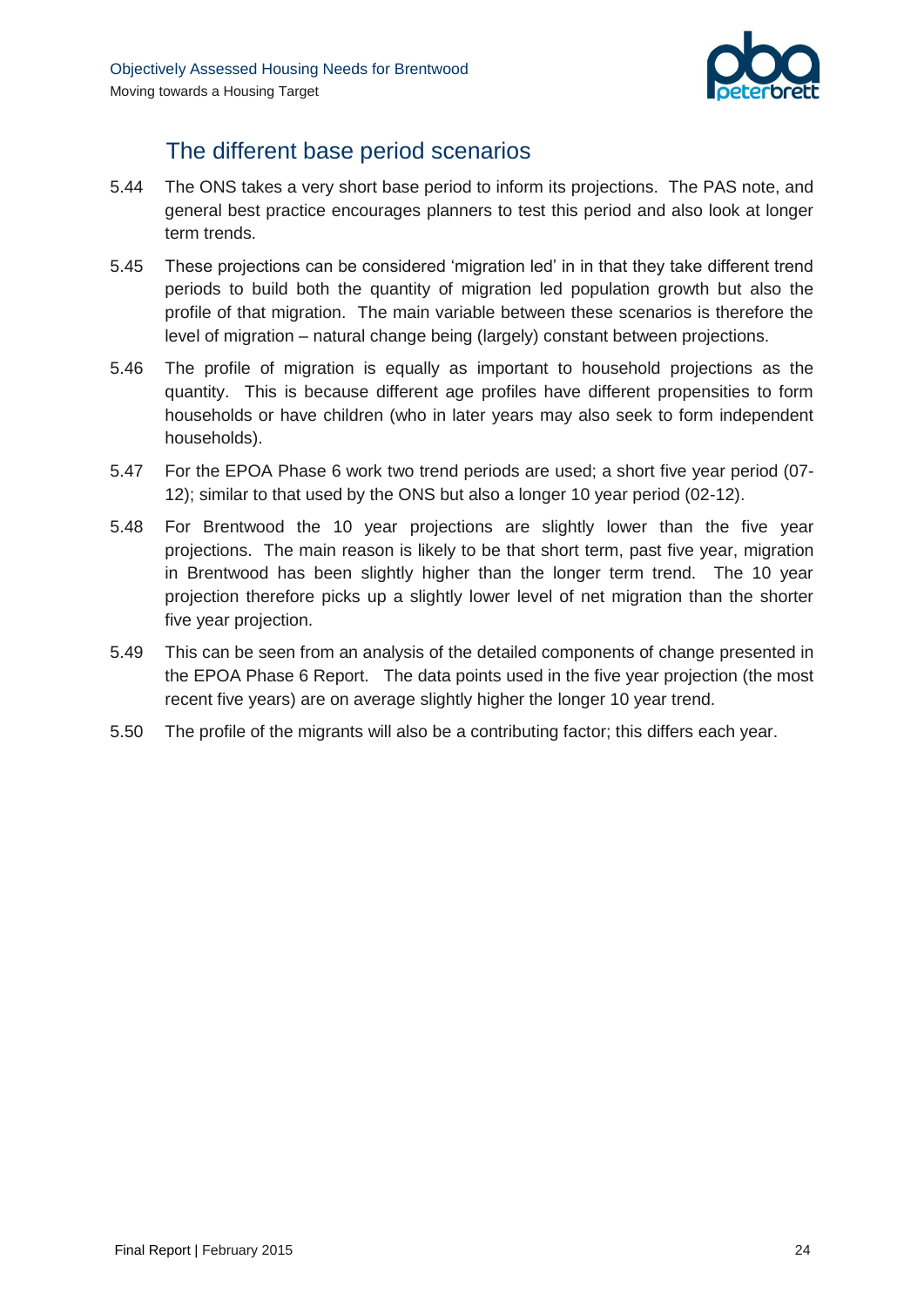## The different base period scenarios

5.44 The ONS takes a very short base period to inform its projections. The PAS note, and general best practice encourages planners to test this period and also look at longer term trends.

5.45 These projections can be considered 'migration led' in in that they take different trend periods to build both the quantity of migration led population growth but also the profile of that migration. The main variable between these scenarios is therefore the level of migration – natural change being (largely) constant between projections.

5.46 The profile of migration is equally as important to household projections as the quantity. This is because different age profiles have different propensities to form households or have children (who in later years may also seek to form independent households).

5.47 For the EPOA Phase 6 work two trend periods are used; a short five year period (07-12); similar to that used by the ONS but also a longer 10 year period (02-12).

5.48 For Brentwood the 10 year projections are slightly lower than the five year projections. The main reason is likely to be that short term, past five year, migration in Brentwood has been slightly higher than the longer term trend. The 10 year projection therefore picks up a slightly lower level of net migration than the shorter five year projection.

5.49 This can be seen from an analysis of the detailed components of change presented in the EPOA Phase 6 Report. The data points used in the five year projection (the most recent five years) are on average slightly higher the longer 10 year trend.

5.50 The profile of the migrants will also be a contributing factor; this differs each year.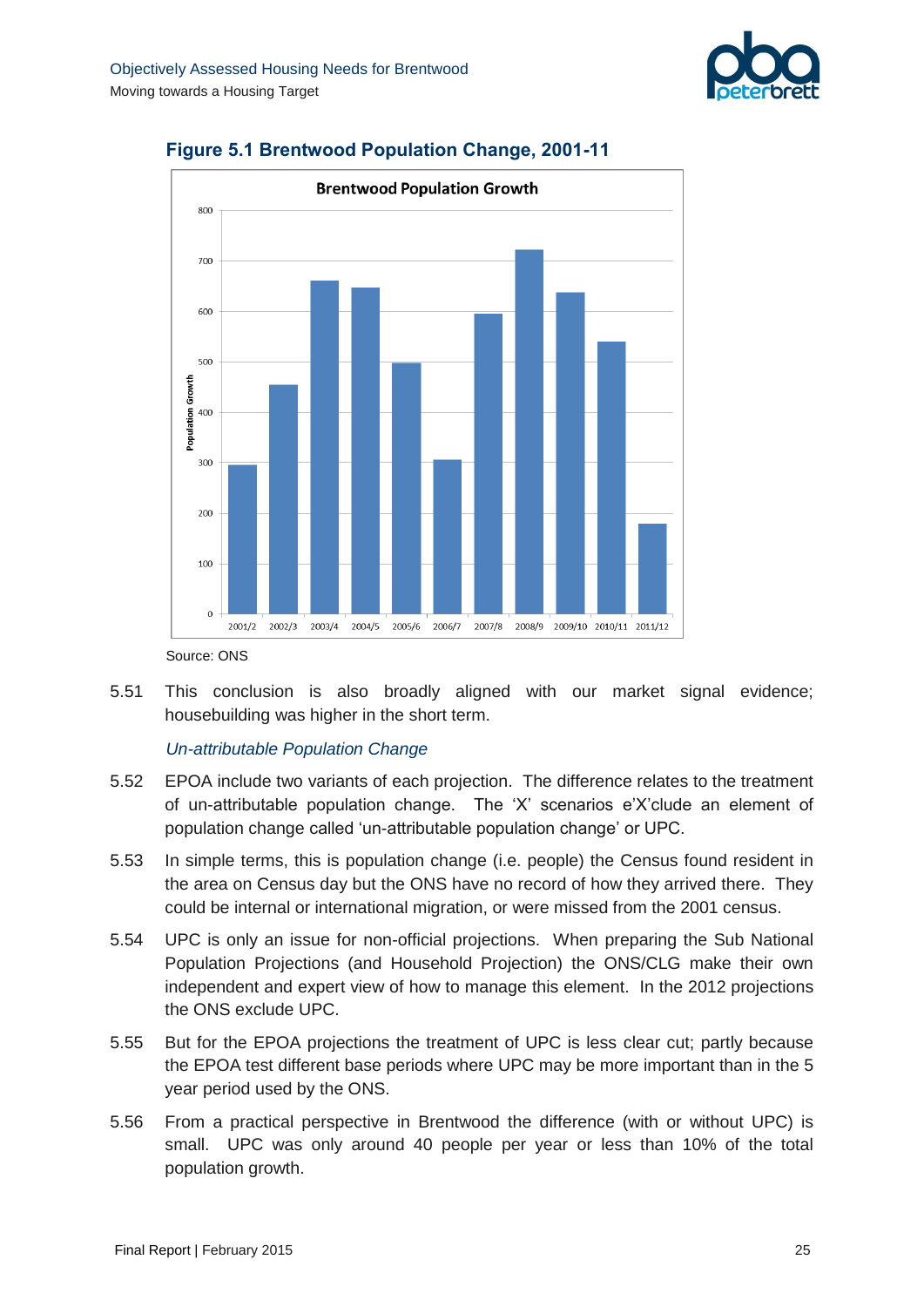### Figure 5.1 Brentwood Population Change, 2001-11

Brentwood Population Growth

Population Growth

800
700
600
500
400
300
200
100
0

2001/2 2002/3 2003/4 2004/5 2005/6 2006/7 2007/8 2008/9 2009/10 2010/11 2011/12

Source: ONS

5.51 This conclusion is also broadly aligned with our market signal evidence; housebuilding was higher in the short term.

*Un-attributable Population Change*

5.52 EPOA include two variants of each projection. The difference relates to the treatment of un-attributable population change. The 'X' scenarios e'X'clude an element of population change called 'un-attributable population change' or UPC.

5.53 In simple terms, this is population change (i.e. people) the Census found resident in the area on Census day but the ONS have no record of how they arrived there. They could be internal or international migration, or were missed from the 2001 census.

5.54 UPC is only an issue for non-official projections. When preparing the Sub National Population Projections (and Household Projection) the ONS/CLG make their own independent and expert view of how to manage this element. In the 2012 projections the ONS exclude UPC.

5.55 But for the EPOA projections the treatment of UPC is less clear cut; partly because the EPOA test different base periods where UPC may be more important than in the 5 year period used by the ONS.

5.56 From a practical perspective in Brentwood the difference (with or without UPC) is small. UPC was only around 40 people per year or less than 10% of the total population growth.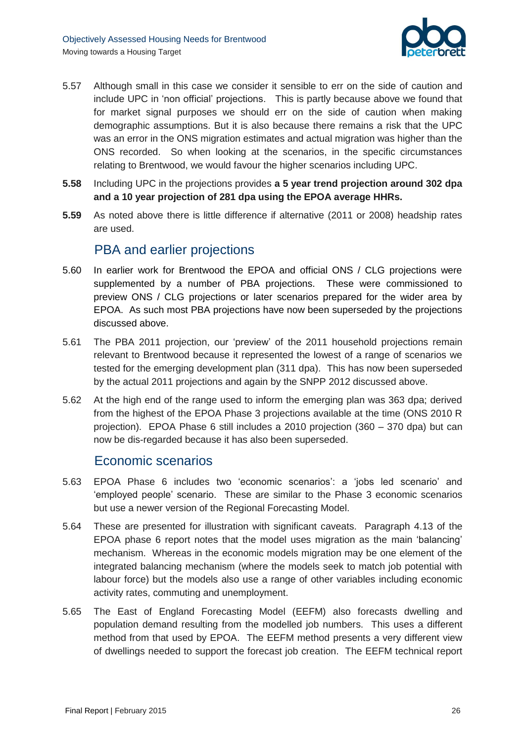5.57 Although small in this case we consider it sensible to err on the side of caution and include UPC in 'non official' projections. This is partly because above we found that for market signal purposes we should err on the side of caution when making demographic assumptions. But it is also because there remains a risk that the UPC was an error in the ONS migration estimates and actual migration was higher than the ONS recorded. So when looking at the scenarios, in the specific circumstances relating to Brentwood, we would favour the higher scenarios including UPC.

**5.58** Including UPC in the projections provides **a 5 year trend projection around 302 dpa and a 10 year projection of 281 dpa using the EPOA average HHRs.**

**5.59** As noted above there is little difference if alternative (2011 or 2008) headship rates are used.

## PBA and earlier projections

5.60 In earlier work for Brentwood the EPOA and official ONS / CLG projections were supplemented by a number of PBA projections. These were commissioned to preview ONS / CLG projections or later scenarios prepared for the wider area by EPOA. As such most PBA projections have now been superseded by the projections discussed above.

5.61 The PBA 2011 projection, our 'preview' of the 2011 household projections remain relevant to Brentwood because it represented the lowest of a range of scenarios we tested for the emerging development plan (311 dpa). This has now been superseded by the actual 2011 projections and again by the SNPP 2012 discussed above.

5.62 At the high end of the range used to inform the emerging plan was 363 dpa; derived from the highest of the EPOA Phase 3 projections available at the time (ONS 2010 R projection). EPOA Phase 6 still includes a 2010 projection (360 – 370 dpa) but can now be dis-regarded because it has also been superseded.

## Economic scenarios

5.63 EPOA Phase 6 includes two 'economic scenarios': a 'jobs led scenario' and 'employed people' scenario. These are similar to the Phase 3 economic scenarios but use a newer version of the Regional Forecasting Model.

5.64 These are presented for illustration with significant caveats. Paragraph 4.13 of the EPOA phase 6 report notes that the model uses migration as the main 'balancing' mechanism. Whereas in the economic models migration may be one element of the integrated balancing mechanism (where the models seek to match job potential with labour force) but the models also use a range of other variables including economic activity rates, commuting and unemployment.

5.65 The East of England Forecasting Model (EEFM) also forecasts dwelling and population demand resulting from the modelled job numbers. This uses a different method from that used by EPOA. The EEFM method presents a very different view of dwellings needed to support the forecast job creation. The EEFM technical report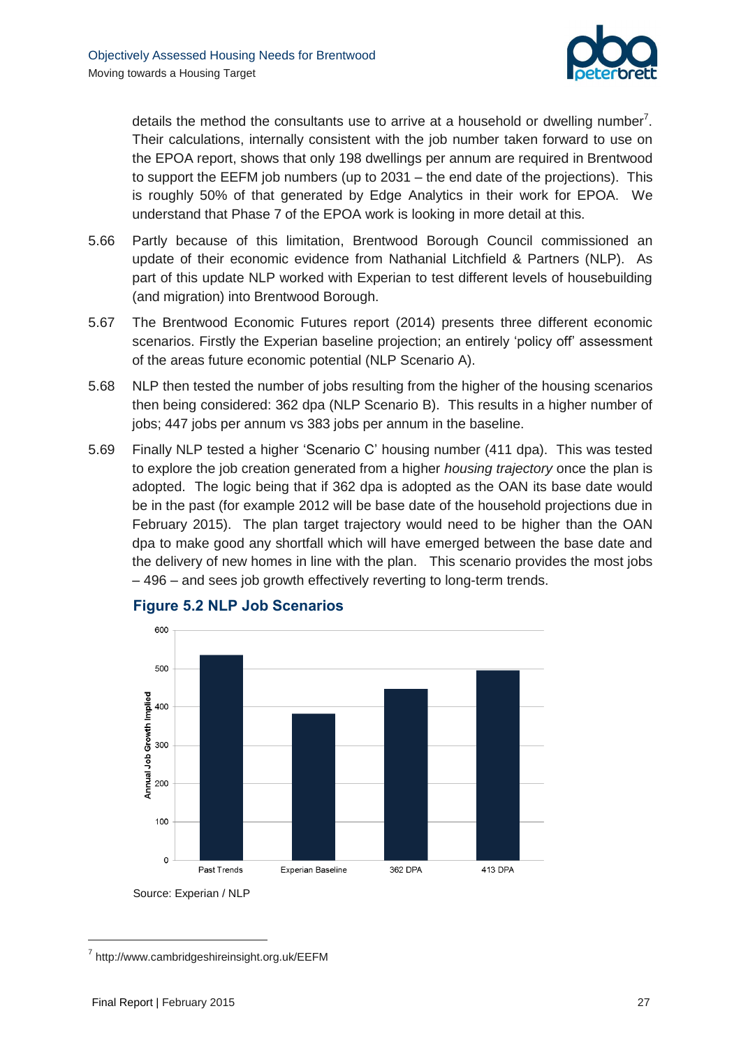details the method the consultants use to arrive at a household or dwelling number[7]. Their calculations, internally consistent with the job number taken forward to use on the EPOA report, shows that only 198 dwellings per annum are required in Brentwood to support the EEFM job numbers (up to 2031 – the end date of the projections). This is roughly 50% of that generated by Edge Analytics in their work for EPOA. We understand that Phase 7 of the EPOA work is looking in more detail at this.

5.66 Partly because of this limitation, Brentwood Borough Council commissioned an update of their economic evidence from Nathanial Litchfield & Partners (NLP). As part of this update NLP worked with Experian to test different levels of housebuilding (and migration) into Brentwood Borough.

5.67 The Brentwood Economic Futures report (2014) presents three different economic scenarios. Firstly the Experian baseline projection; an entirely 'policy off' assessment of the areas future economic potential (NLP Scenario A).

5.68 NLP then tested the number of jobs resulting from the higher of the housing scenarios then being considered: 362 dpa (NLP Scenario B). This results in a higher number of jobs; 447 jobs per annum vs 383 jobs per annum in the baseline.

5.69 Finally NLP tested a higher 'Scenario C' housing number (411 dpa). This was tested to explore the job creation generated from a higher *housing trajectory* once the plan is adopted. The logic being that if 362 dpa is adopted as the OAN its base date would be in the past (for example 2012 will be base date of the household projections due in February 2015). The plan target trajectory would need to be higher than the OAN dpa to make good any shortfall which will have emerged between the base date and the delivery of new homes in line with the plan. This scenario provides the most jobs – 496 – and sees job growth effectively reverting to long-term trends.

### Figure 5.2 NLP Job Scenarios

Annual Job Growth Implied

600
500
400
300
200
100
0

Past Trends
Experian Baseline
362 DPA
413 DPA

Source: Experian / NLP

[7] http://www.cambridgeshireinsight.org.uk/EEFM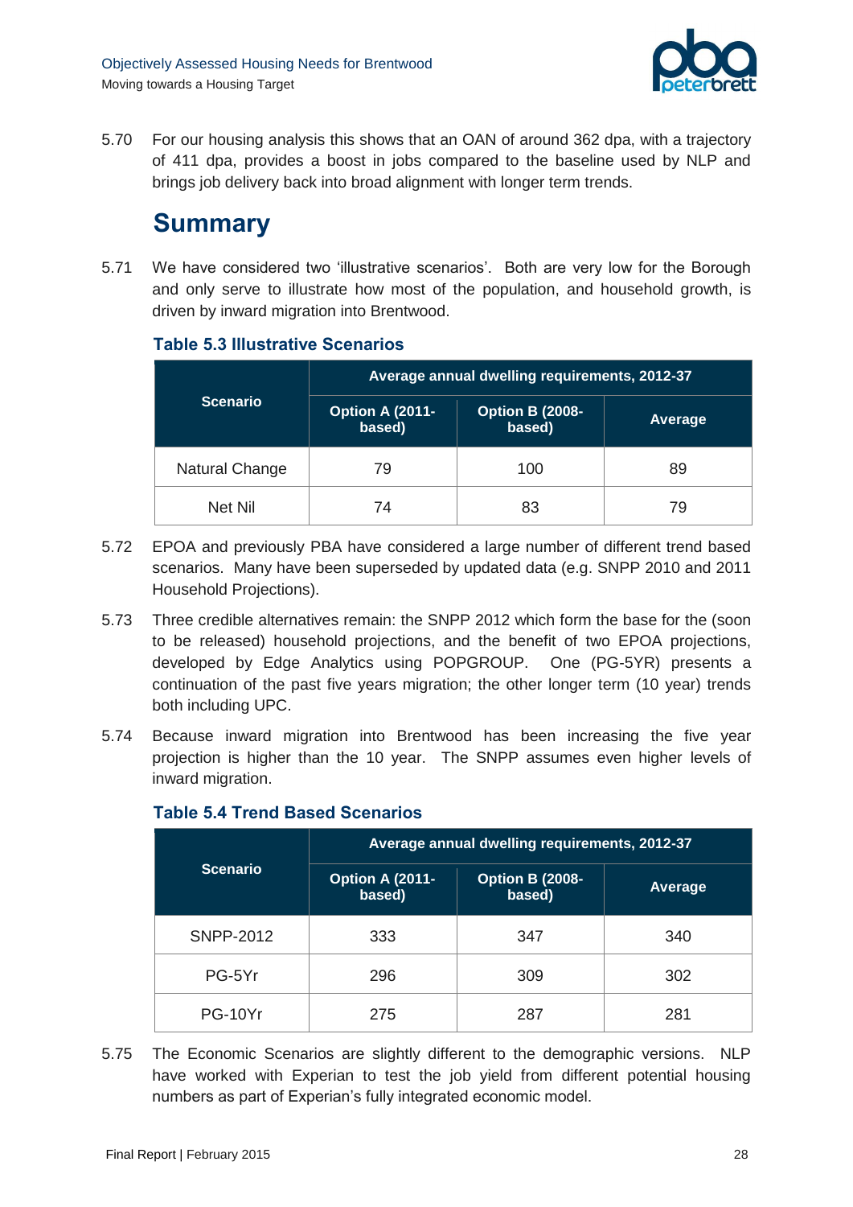5.70 For our housing analysis this shows that an OAN of around 362 dpa, with a trajectory of 411 dpa, provides a boost in jobs compared to the baseline used by NLP and brings job delivery back into broad alignment with longer term trends.

## Summary

5.71 We have considered two 'illustrative scenarios'. Both are very low for the Borough and only serve to illustrate how most of the population, and household growth, is driven by inward migration into Brentwood.

### Table 5.3 Illustrative Scenarios

| Scenario | Average annual dwelling requirements, 2012-37 | | |
|---|---|---|---|
| | Option A (2011-based) | Option B (2008-based) | Average |
| Natural Change | 79 | 100 | 89 |
| Net Nil | 74 | 83 | 79 |

5.72 EPOA and previously PBA have considered a large number of different trend based scenarios. Many have been superseded by updated data (e.g. SNPP 2010 and 2011 Household Projections).

5.73 Three credible alternatives remain: the SNPP 2012 which form the base for the (soon to be released) household projections, and the benefit of two EPOA projections, developed by Edge Analytics using POPGROUP. One (PG-5YR) presents a continuation of the past five years migration; the other longer term (10 year) trends both including UPC.

5.74 Because inward migration into Brentwood has been increasing the five year projection is higher than the 10 year. The SNPP assumes even higher levels of inward migration.

### Table 5.4 Trend Based Scenarios

| Scenario | Average annual dwelling requirements, 2012-37 | | |
|---|---|---|---|
| | Option A (2011-based) | Option B (2008-based) | Average |
| SNPP-2012 | 333 | 347 | 340 |
| PG-5Yr | 296 | 309 | 302 |
| PG-10Yr | 275 | 287 | 281 |

5.75 The Economic Scenarios are slightly different to the demographic versions. NLP have worked with Experian to test the job yield from different potential housing numbers as part of Experian's fully integrated economic model.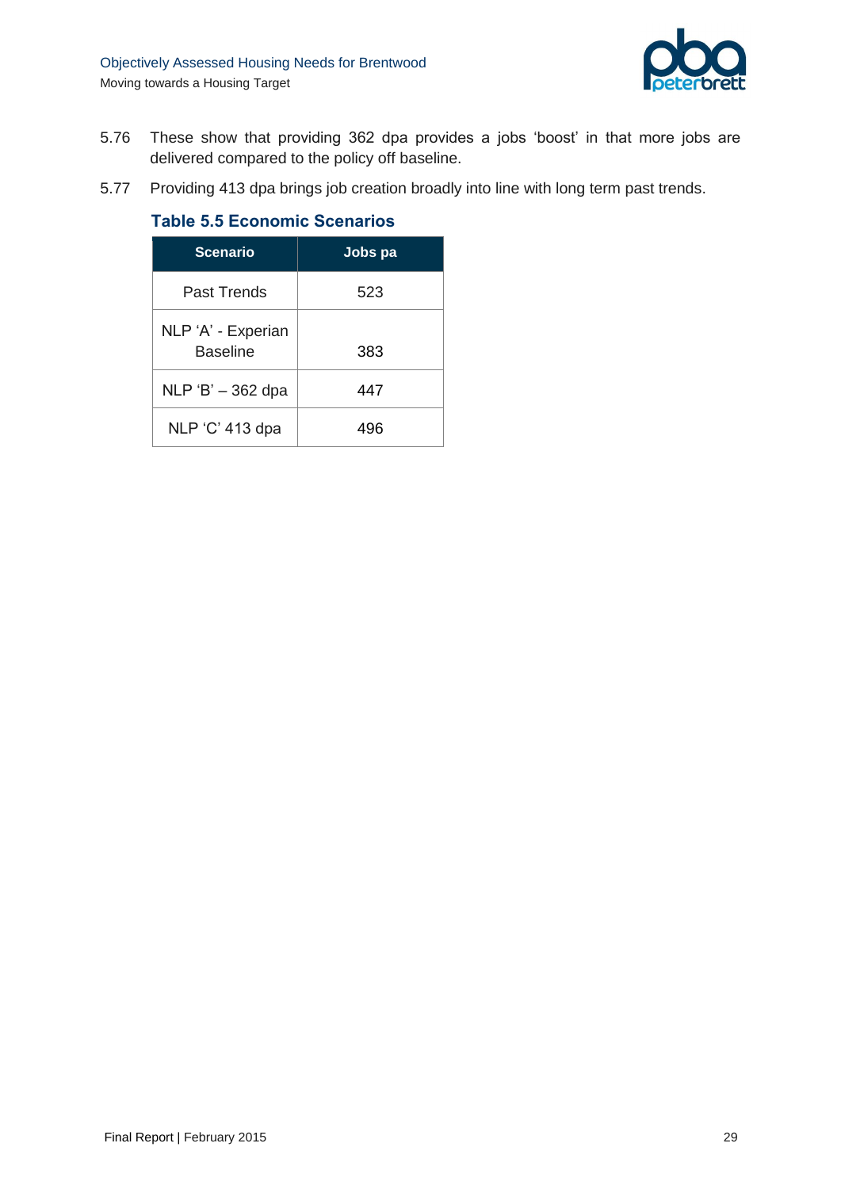5.76 These show that providing 362 dpa provides a jobs 'boost' in that more jobs are delivered compared to the policy off baseline.

5.77 Providing 413 dpa brings job creation broadly into line with long term past trends.

### Table 5.5 Economic Scenarios

| Scenario | Jobs pa |
|---|---|
| Past Trends | 523 |
| NLP 'A' - Experian Baseline | 383 |
| NLP 'B' – 362 dpa | 447 |
| NLP 'C' 413 dpa | 496 |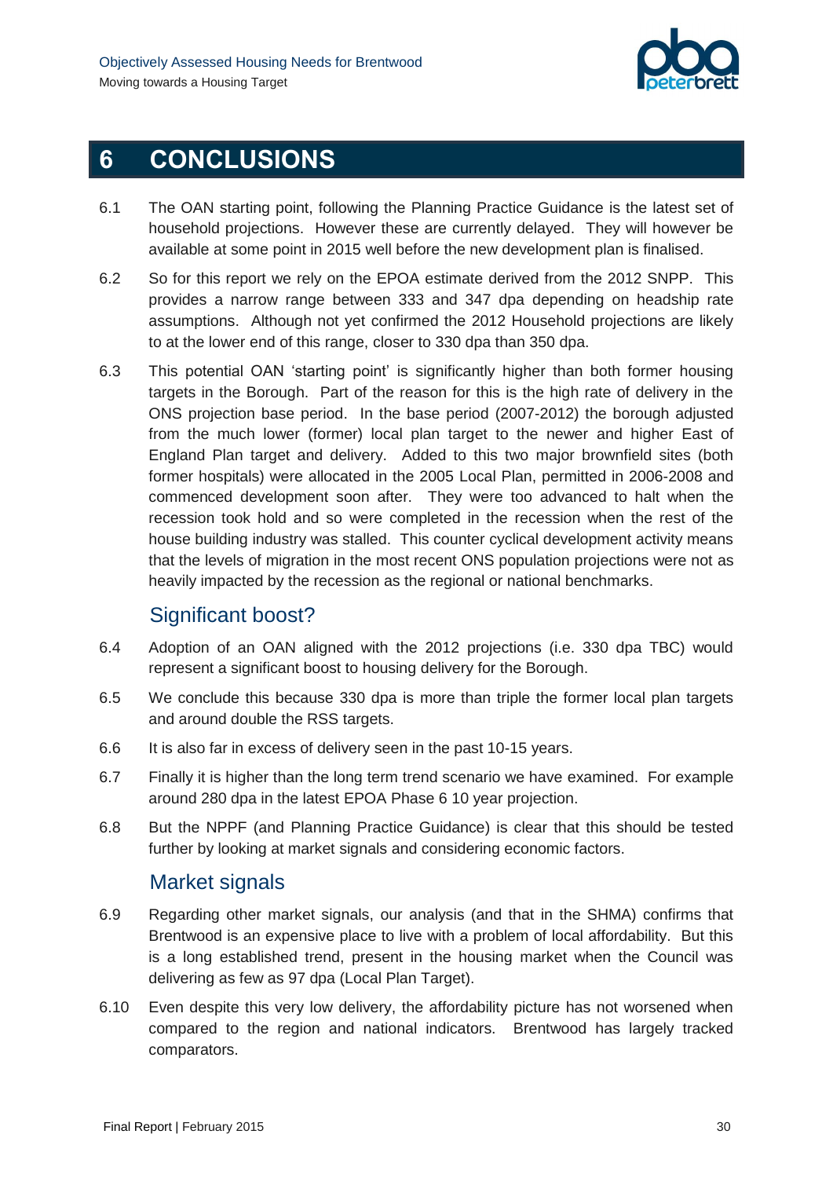# 6 CONCLUSIONS

6.1 The OAN starting point, following the Planning Practice Guidance is the latest set of household projections. However these are currently delayed. They will however be available at some point in 2015 well before the new development plan is finalised.

6.2 So for this report we rely on the EPOA estimate derived from the 2012 SNPP. This provides a narrow range between 333 and 347 dpa depending on headship rate assumptions. Although not yet confirmed the 2012 Household projections are likely to at the lower end of this range, closer to 330 dpa than 350 dpa.

6.3 This potential OAN 'starting point' is significantly higher than both former housing targets in the Borough. Part of the reason for this is the high rate of delivery in the ONS projection base period. In the base period (2007-2012) the borough adjusted from the much lower (former) local plan target to the newer and higher East of England Plan target and delivery. Added to this two major brownfield sites (both former hospitals) were allocated in the 2005 Local Plan, permitted in 2006-2008 and commenced development soon after. They were too advanced to halt when the recession took hold and so were completed in the recession when the rest of the house building industry was stalled. This counter cyclical development activity means that the levels of migration in the most recent ONS population projections were not as heavily impacted by the recession as the regional or national benchmarks.

## Significant boost?

6.4 Adoption of an OAN aligned with the 2012 projections (i.e. 330 dpa TBC) would represent a significant boost to housing delivery for the Borough.

6.5 We conclude this because 330 dpa is more than triple the former local plan targets and around double the RSS targets.

6.6 It is also far in excess of delivery seen in the past 10-15 years.

6.7 Finally it is higher than the long term trend scenario we have examined. For example around 280 dpa in the latest EPOA Phase 6 10 year projection.

6.8 But the NPPF (and Planning Practice Guidance) is clear that this should be tested further by looking at market signals and considering economic factors.

## Market signals

6.9 Regarding other market signals, our analysis (and that in the SHMA) confirms that Brentwood is an expensive place to live with a problem of local affordability. But this is a long established trend, present in the housing market when the Council was delivering as few as 97 dpa (Local Plan Target).

6.10 Even despite this very low delivery, the affordability picture has not worsened when compared to the region and national indicators. Brentwood has largely tracked comparators.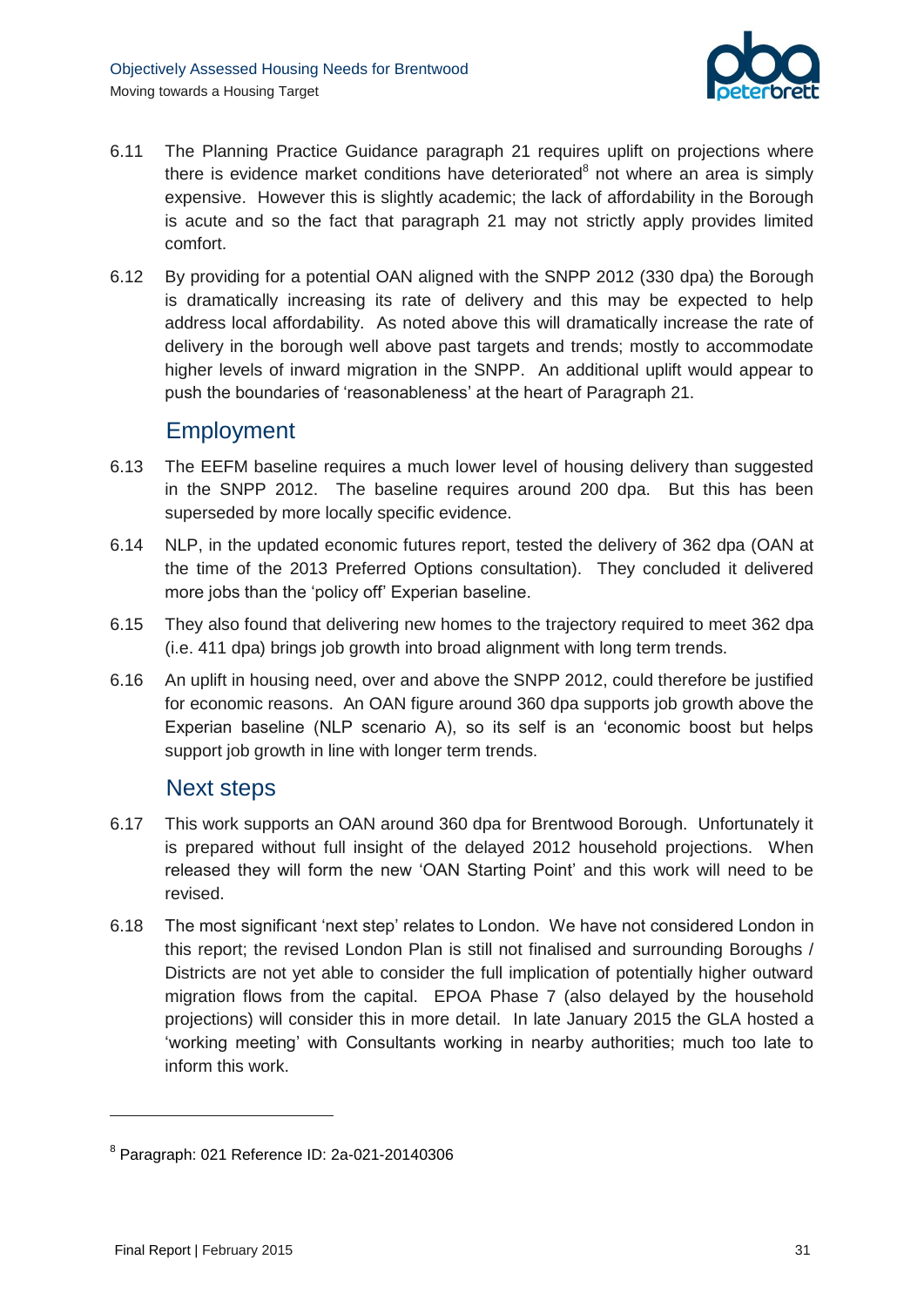6.11 The Planning Practice Guidance paragraph 21 requires uplift on projections where there is evidence market conditions have deteriorated[8] not where an area is simply expensive. However this is slightly academic; the lack of affordability in the Borough is acute and so the fact that paragraph 21 may not strictly apply provides limited comfort.

6.12 By providing for a potential OAN aligned with the SNPP 2012 (330 dpa) the Borough is dramatically increasing its rate of delivery and this may be expected to help address local affordability. As noted above this will dramatically increase the rate of delivery in the borough well above past targets and trends; mostly to accommodate higher levels of inward migration in the SNPP. An additional uplift would appear to push the boundaries of 'reasonableness' at the heart of Paragraph 21.

## Employment

6.13 The EEFM baseline requires a much lower level of housing delivery than suggested in the SNPP 2012. The baseline requires around 200 dpa. But this has been superseded by more locally specific evidence.

6.14 NLP, in the updated economic futures report, tested the delivery of 362 dpa (OAN at the time of the 2013 Preferred Options consultation). They concluded it delivered more jobs than the 'policy off' Experian baseline.

6.15 They also found that delivering new homes to the trajectory required to meet 362 dpa (i.e. 411 dpa) brings job growth into broad alignment with long term trends.

6.16 An uplift in housing need, over and above the SNPP 2012, could therefore be justified for economic reasons. An OAN figure around 360 dpa supports job growth above the Experian baseline (NLP scenario A), so its self is an 'economic boost but helps support job growth in line with longer term trends.

## Next steps

6.17 This work supports an OAN around 360 dpa for Brentwood Borough. Unfortunately it is prepared without full insight of the delayed 2012 household projections. When released they will form the new 'OAN Starting Point' and this work will need to be revised.

6.18 The most significant 'next step' relates to London. We have not considered London in this report; the revised London Plan is still not finalised and surrounding Boroughs / Districts are not yet able to consider the full implication of potentially higher outward migration flows from the capital. EPOA Phase 7 (also delayed by the household projections) will consider this in more detail. In late January 2015 the GLA hosted a 'working meeting' with Consultants working in nearby authorities; much too late to inform this work.

---

[8] Paragraph: 021 Reference ID: 2a-021-20140306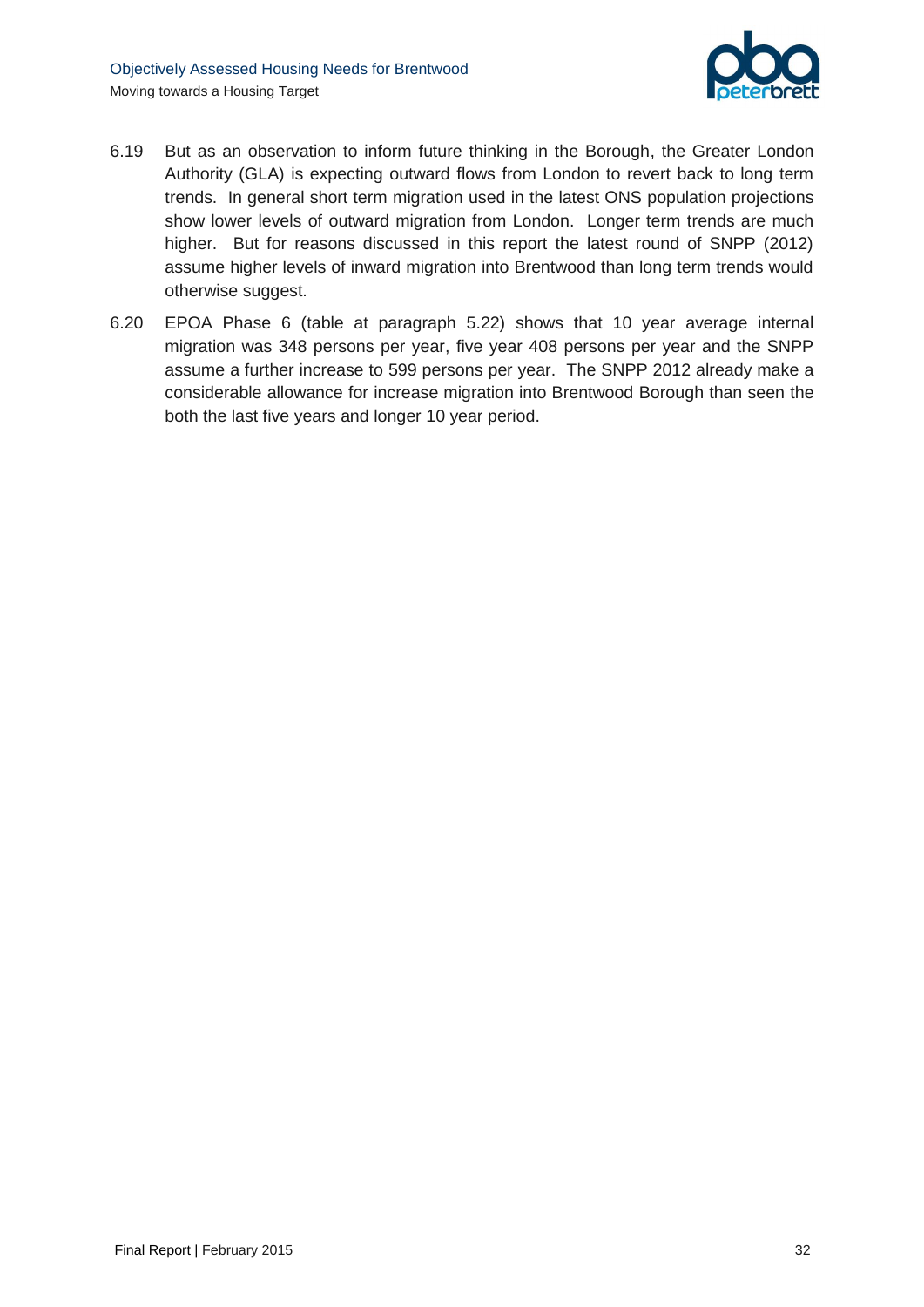6.19 But as an observation to inform future thinking in the Borough, the Greater London Authority (GLA) is expecting outward flows from London to revert back to long term trends. In general short term migration used in the latest ONS population projections show lower levels of outward migration from London. Longer term trends are much higher. But for reasons discussed in this report the latest round of SNPP (2012) assume higher levels of inward migration into Brentwood than long term trends would otherwise suggest.

6.20 EPOA Phase 6 (table at paragraph 5.22) shows that 10 year average internal migration was 348 persons per year, five year 408 persons per year and the SNPP assume a further increase to 599 persons per year. The SNPP 2012 already make a considerable allowance for increase migration into Brentwood Borough than seen the both the last five years and longer 10 year period.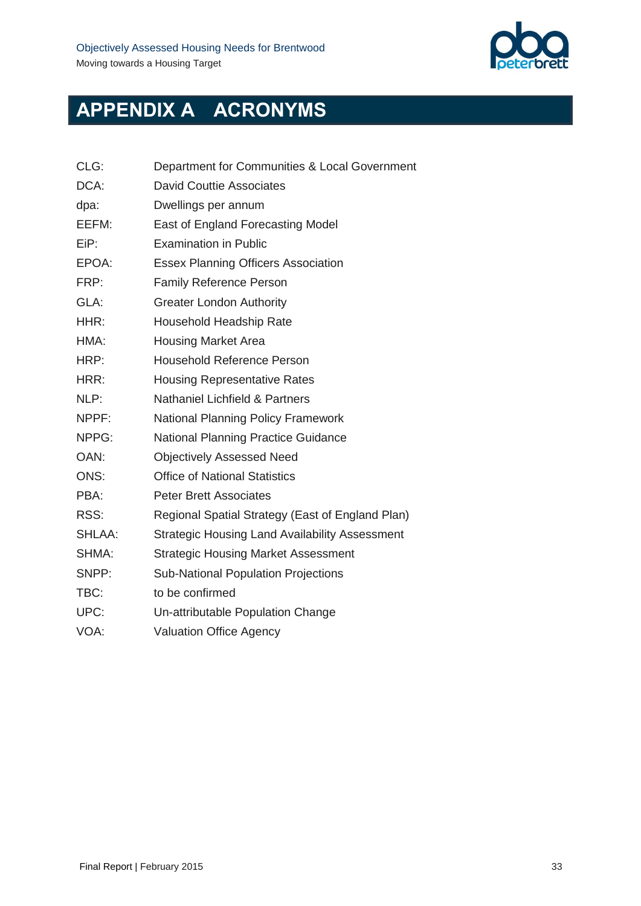# APPENDIX A ACRONYMS

| | |
|---|---|
| CLG: | Department for Communities & Local Government |
| DCA: | David Couttie Associates |
| dpa: | Dwellings per annum |
| EEFM: | East of England Forecasting Model |
| EiP: | Examination in Public |
| EPOA: | Essex Planning Officers Association |
| FRP: | Family Reference Person |
| GLA: | Greater London Authority |
| HHR: | Household Headship Rate |
| HMA: | Housing Market Area |
| HRP: | Household Reference Person |
| HRR: | Housing Representative Rates |
| NLP: | Nathaniel Lichfield & Partners |
| NPPF: | National Planning Policy Framework |
| NPPG: | National Planning Practice Guidance |
| OAN: | Objectively Assessed Need |
| ONS: | Office of National Statistics |
| PBA: | Peter Brett Associates |
| RSS: | Regional Spatial Strategy (East of England Plan) |
| SHLAA: | Strategic Housing Land Availability Assessment |
| SHMA: | Strategic Housing Market Assessment |
| SNPP: | Sub-National Population Projections |
| TBC: | to be confirmed |
| UPC: | Un-attributable Population Change |
| VOA: | Valuation Office Agency |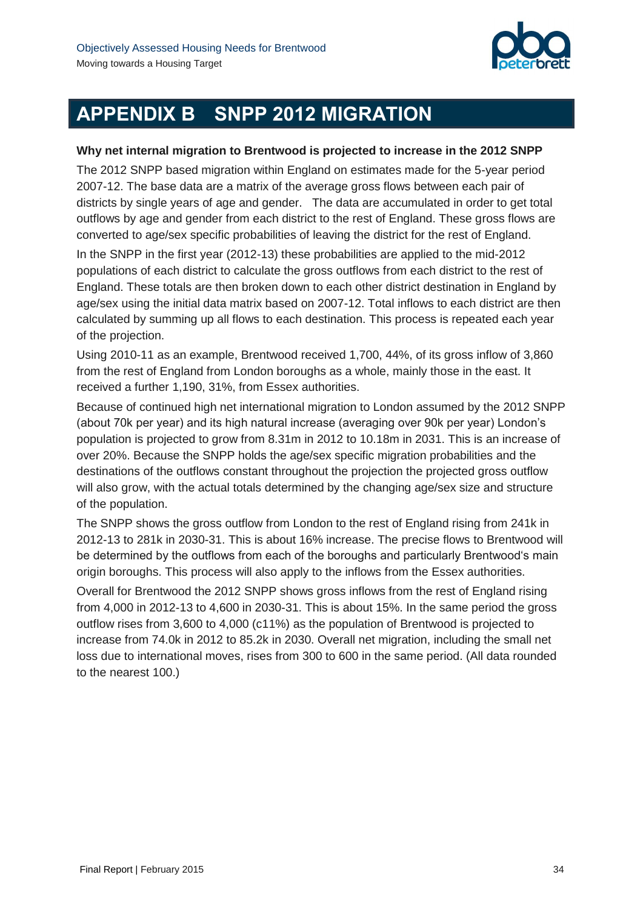# APPENDIX B SNPP 2012 MIGRATION

**Why net internal migration to Brentwood is projected to increase in the 2012 SNPP**

The 2012 SNPP based migration within England on estimates made for the 5-year period 2007-12. The base data are a matrix of the average gross flows between each pair of districts by single years of age and gender. The data are accumulated in order to get total outflows by age and gender from each district to the rest of England. These gross flows are converted to age/sex specific probabilities of leaving the district for the rest of England.

In the SNPP in the first year (2012-13) these probabilities are applied to the mid-2012 populations of each district to calculate the gross outflows from each district to the rest of England. These totals are then broken down to each other district destination in England by age/sex using the initial data matrix based on 2007-12. Total inflows to each district are then calculated by summing up all flows to each destination. This process is repeated each year of the projection.

Using 2010-11 as an example, Brentwood received 1,700, 44%, of its gross inflow of 3,860 from the rest of England from London boroughs as a whole, mainly those in the east. It received a further 1,190, 31%, from Essex authorities.

Because of continued high net international migration to London assumed by the 2012 SNPP (about 70k per year) and its high natural increase (averaging over 90k per year) London's population is projected to grow from 8.31m in 2012 to 10.18m in 2031. This is an increase of over 20%. Because the SNPP holds the age/sex specific migration probabilities and the destinations of the outflows constant throughout the projection the projected gross outflow will also grow, with the actual totals determined by the changing age/sex size and structure of the population.

The SNPP shows the gross outflow from London to the rest of England rising from 241k in 2012-13 to 281k in 2030-31. This is about 16% increase. The precise flows to Brentwood will be determined by the outflows from each of the boroughs and particularly Brentwood's main origin boroughs. This process will also apply to the inflows from the Essex authorities.

Overall for Brentwood the 2012 SNPP shows gross inflows from the rest of England rising from 4,000 in 2012-13 to 4,600 in 2030-31. This is about 15%. In the same period the gross outflow rises from 3,600 to 4,000 (c11%) as the population of Brentwood is projected to increase from 74.0k in 2012 to 85.2k in 2030. Overall net migration, including the small net loss due to international moves, rises from 300 to 600 in the same period. (All data rounded to the nearest 100.)